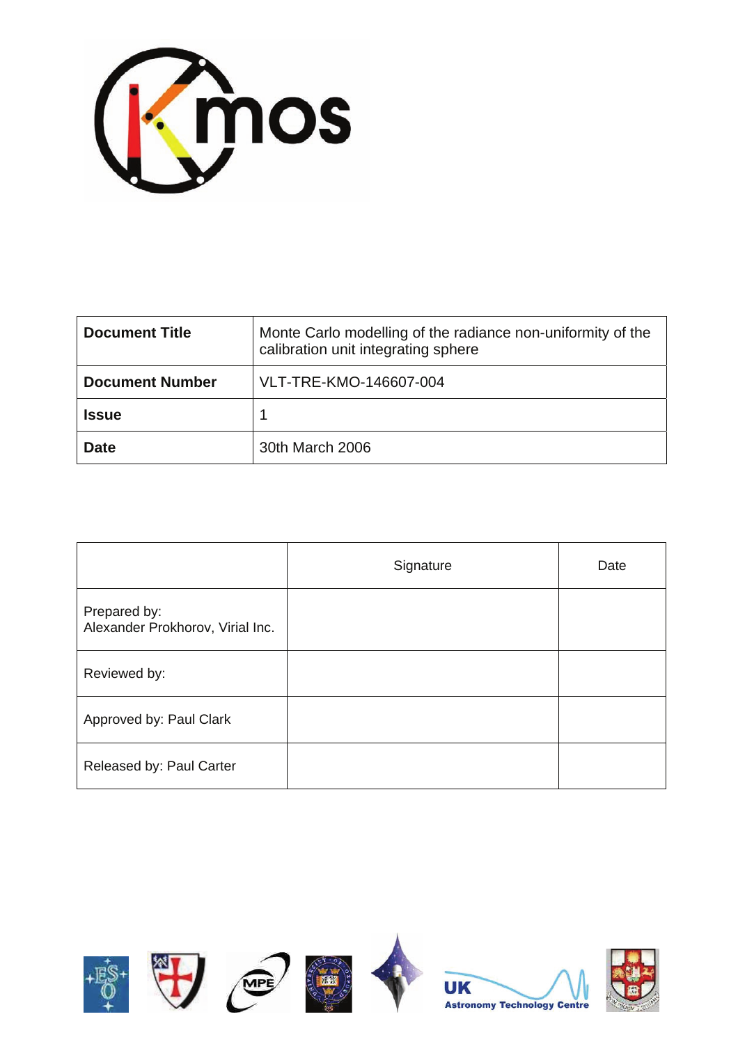| **Document Title** | Monte Carlo modelling of the radiance non-uniformity of the calibration unit integrating sphere |
|---|---|
| **Document Number** | VLT-TRE-KMO-146607-004 |
| **Issue** | 1 |
| **Date** | 30th March 2006 |

| | Signature | Date |
|---|---|---|
| Prepared by: Alexander Prokhorov, Virial Inc. | | |
| Reviewed by: | | |
| Approved by: Paul Clark | | |
| Released by: Paul Carter | | |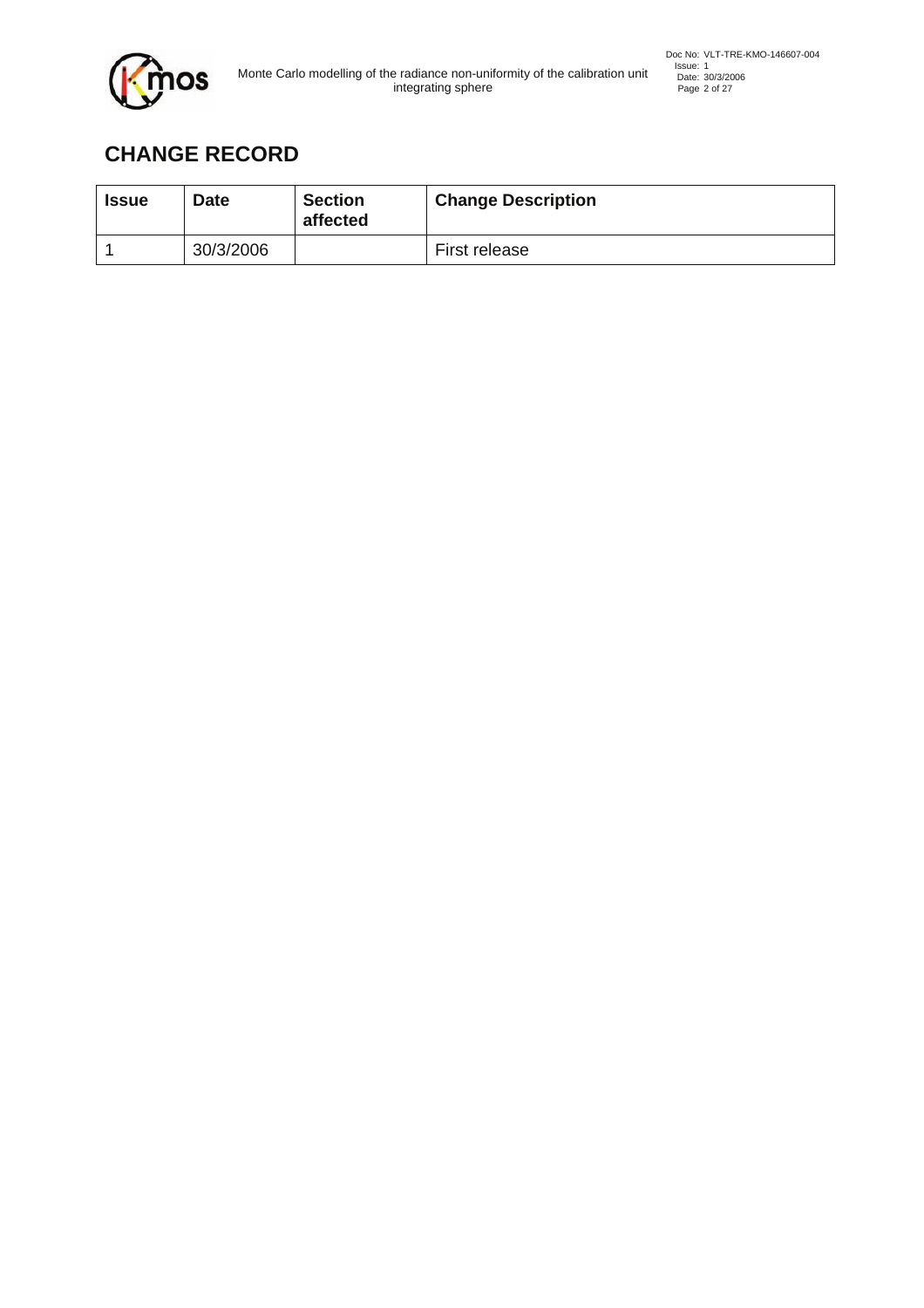## CHANGE RECORD

| Issue | Date | Section affected | Change Description |
|---|---|---|---|
| 1 | 30/3/2006 | | First release |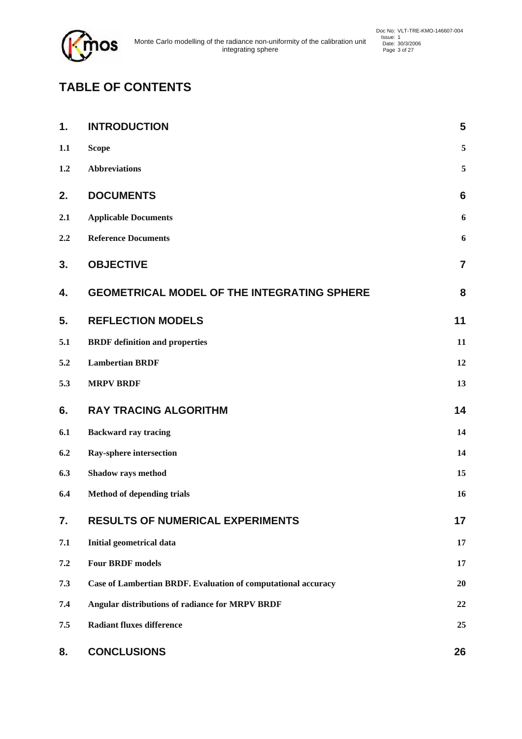# TABLE OF CONTENTS

| | | |
|---|---|---|
| **1.** | **INTRODUCTION** | **5** |
| **1.1** | **Scope** | **5** |
| **1.2** | **Abbreviations** | **5** |
| **2.** | **DOCUMENTS** | **6** |
| **2.1** | **Applicable Documents** | **6** |
| **2.2** | **Reference Documents** | **6** |
| **3.** | **OBJECTIVE** | **7** |
| **4.** | **GEOMETRICAL MODEL OF THE INTEGRATING SPHERE** | **8** |
| **5.** | **REFLECTION MODELS** | **11** |
| **5.1** | **BRDF definition and properties** | **11** |
| **5.2** | **Lambertian BRDF** | **12** |
| **5.3** | **MRPV BRDF** | **13** |
| **6.** | **RAY TRACING ALGORITHM** | **14** |
| **6.1** | **Backward ray tracing** | **14** |
| **6.2** | **Ray-sphere intersection** | **14** |
| **6.3** | **Shadow rays method** | **15** |
| **6.4** | **Method of depending trials** | **16** |
| **7.** | **RESULTS OF NUMERICAL EXPERIMENTS** | **17** |
| **7.1** | **Initial geometrical data** | **17** |
| **7.2** | **Four BRDF models** | **17** |
| **7.3** | **Case of Lambertian BRDF. Evaluation of computational accuracy** | **20** |
| **7.4** | **Angular distributions of radiance for MRPV BRDF** | **22** |
| **7.5** | **Radiant fluxes difference** | **25** |
| **8.** | **CONCLUSIONS** | **26** |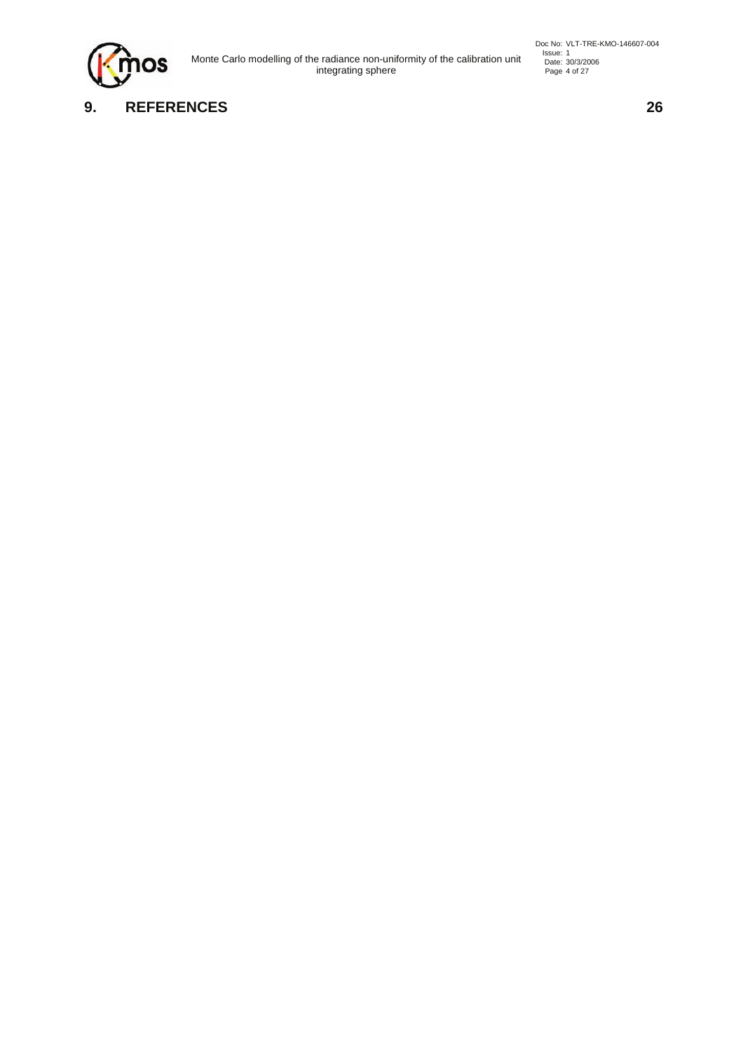# 9. REFERENCES 26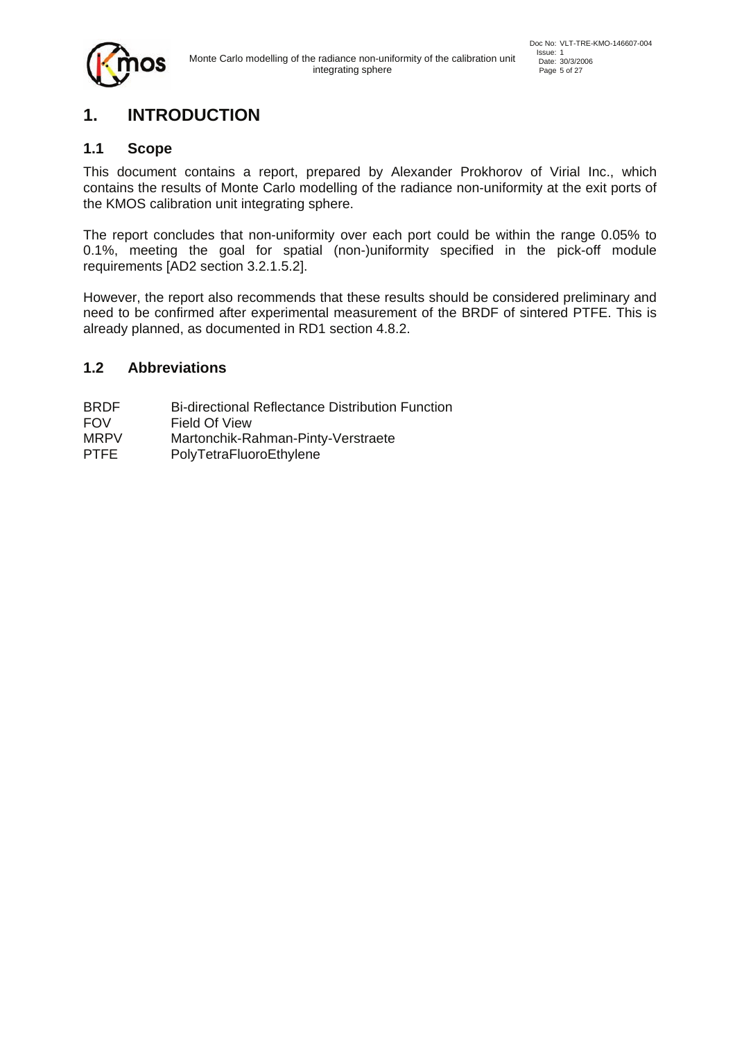# 1. INTRODUCTION

## 1.1 Scope

This document contains a report, prepared by Alexander Prokhorov of Virial Inc., which contains the results of Monte Carlo modelling of the radiance non-uniformity at the exit ports of the KMOS calibration unit integrating sphere.

The report concludes that non-uniformity over each port could be within the range 0.05% to 0.1%, meeting the goal for spatial (non-)uniformity specified in the pick-off module requirements [AD2 section 3.2.1.5.2].

However, the report also recommends that these results should be considered preliminary and need to be confirmed after experimental measurement of the BRDF of sintered PTFE. This is already planned, as documented in RD1 section 4.8.2.

## 1.2 Abbreviations

| | |
|---|---|
| BRDF | Bi-directional Reflectance Distribution Function |
| FOV | Field Of View |
| MRPV | Martonchik-Rahman-Pinty-Verstraete |
| PTFE | PolyTetraFluoroEthylene |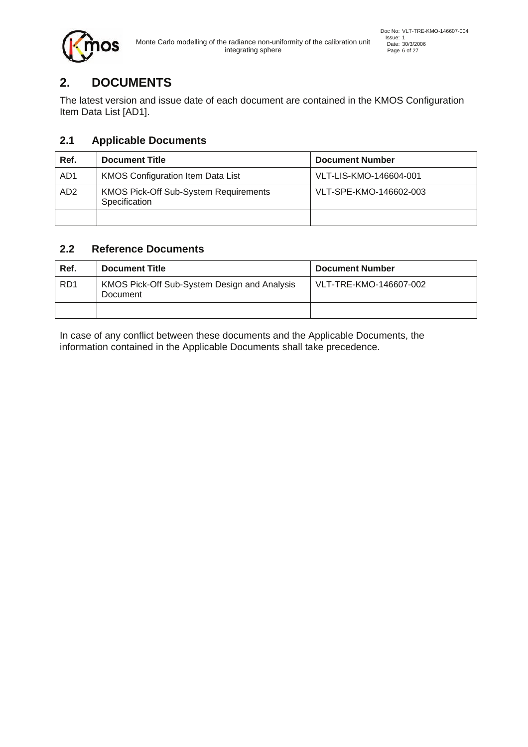# 2. DOCUMENTS

The latest version and issue date of each document are contained in the KMOS Configuration Item Data List [AD1].

## 2.1 Applicable Documents

| Ref. | Document Title | Document Number |
|---|---|---|
| AD1 | KMOS Configuration Item Data List | VLT-LIS-KMO-146604-001 |
| AD2 | KMOS Pick-Off Sub-System Requirements Specification | VLT-SPE-KMO-146602-003 |
| | | |

## 2.2 Reference Documents

| Ref. | Document Title | Document Number |
|---|---|---|
| RD1 | KMOS Pick-Off Sub-System Design and Analysis Document | VLT-TRE-KMO-146607-002 |
| | | |

In case of any conflict between these documents and the Applicable Documents, the information contained in the Applicable Documents shall take precedence.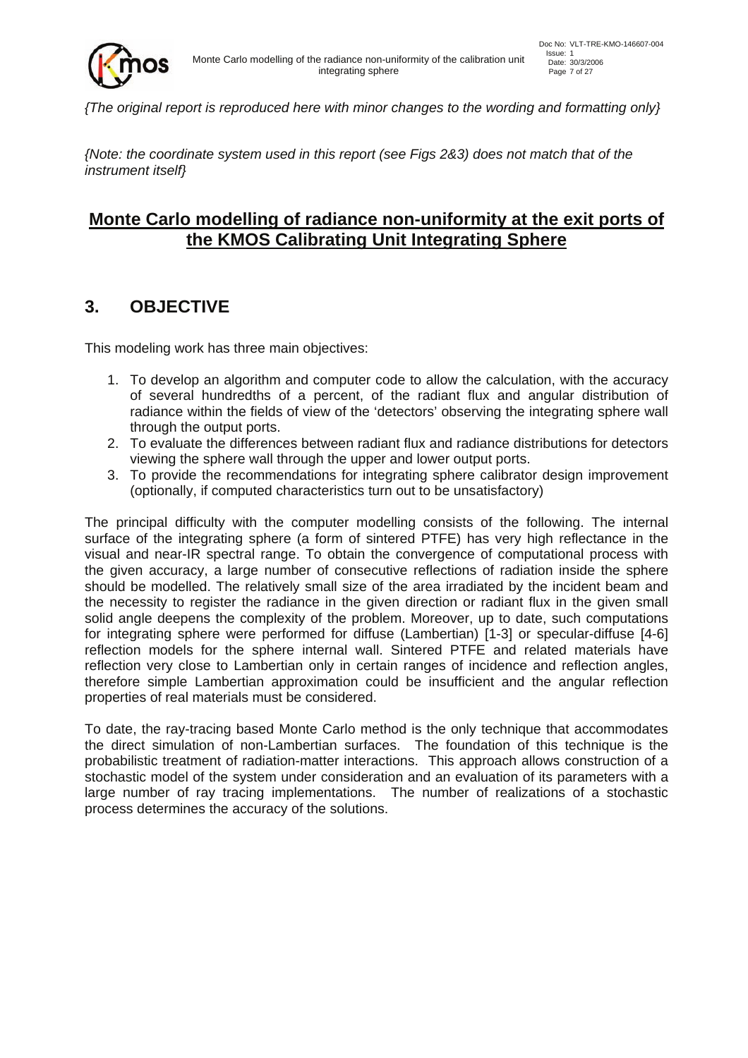*{The original report is reproduced here with minor changes to the wording and formatting only}*

*{Note: the coordinate system used in this report (see Figs 2&3) does not match that of the instrument itself}*

# **Monte Carlo modelling of radiance non-uniformity at the exit ports of the KMOS Calibrating Unit Integrating Sphere**

## 3. OBJECTIVE

This modeling work has three main objectives:

1. To develop an algorithm and computer code to allow the calculation, with the accuracy of several hundredths of a percent, of the radiant flux and angular distribution of radiance within the fields of view of the 'detectors' observing the integrating sphere wall through the output ports.
2. To evaluate the differences between radiant flux and radiance distributions for detectors viewing the sphere wall through the upper and lower output ports.
3. To provide the recommendations for integrating sphere calibrator design improvement (optionally, if computed characteristics turn out to be unsatisfactory)

The principal difficulty with the computer modelling consists of the following. The internal surface of the integrating sphere (a form of sintered PTFE) has very high reflectance in the visual and near-IR spectral range. To obtain the convergence of computational process with the given accuracy, a large number of consecutive reflections of radiation inside the sphere should be modelled. The relatively small size of the area irradiated by the incident beam and the necessity to register the radiance in the given direction or radiant flux in the given small solid angle deepens the complexity of the problem. Moreover, up to date, such computations for integrating sphere were performed for diffuse (Lambertian) [1-3] or specular-diffuse [4-6] reflection models for the sphere internal wall. Sintered PTFE and related materials have reflection very close to Lambertian only in certain ranges of incidence and reflection angles, therefore simple Lambertian approximation could be insufficient and the angular reflection properties of real materials must be considered.

To date, the ray-tracing based Monte Carlo method is the only technique that accommodates the direct simulation of non-Lambertian surfaces. The foundation of this technique is the probabilistic treatment of radiation-matter interactions. This approach allows construction of a stochastic model of the system under consideration and an evaluation of its parameters with a large number of ray tracing implementations. The number of realizations of a stochastic process determines the accuracy of the solutions.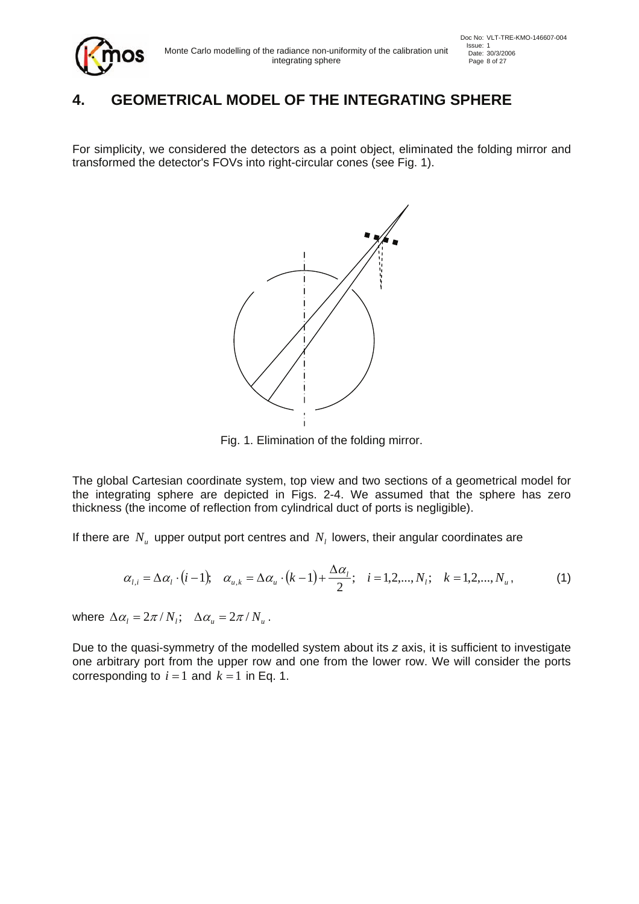# 4. GEOMETRICAL MODEL OF THE INTEGRATING SPHERE

For simplicity, we considered the detectors as a point object, eliminated the folding mirror and transformed the detector's FOVs into right-circular cones (see Fig. 1).

Fig. 1. Elimination of the folding mirror.

The global Cartesian coordinate system, top view and two sections of a geometrical model for the integrating sphere are depicted in Figs. 2-4. We assumed that the sphere has zero thickness (the income of reflection from cylindrical duct of ports is negligible).

If there are $N_u$ upper output port centres and $N_l$ lowers, their angular coordinates are

$$\alpha_{l,i} = \Delta\alpha_l \cdot (i-1); \quad \alpha_{u,k} = \Delta\alpha_u \cdot (k-1) + \frac{\Delta\alpha_l}{2}; \quad i = 1,2,...,N_l; \quad k = 1,2,...,N_u, \qquad (1)$$

where $\Delta\alpha_l = 2\pi / N_l; \quad \Delta\alpha_u = 2\pi / N_u$.

Due to the quasi-symmetry of the modelled system about its *z* axis, it is sufficient to investigate one arbitrary port from the upper row and one from the lower row. We will consider the ports corresponding to $i = 1$ and $k = 1$ in Eq. 1.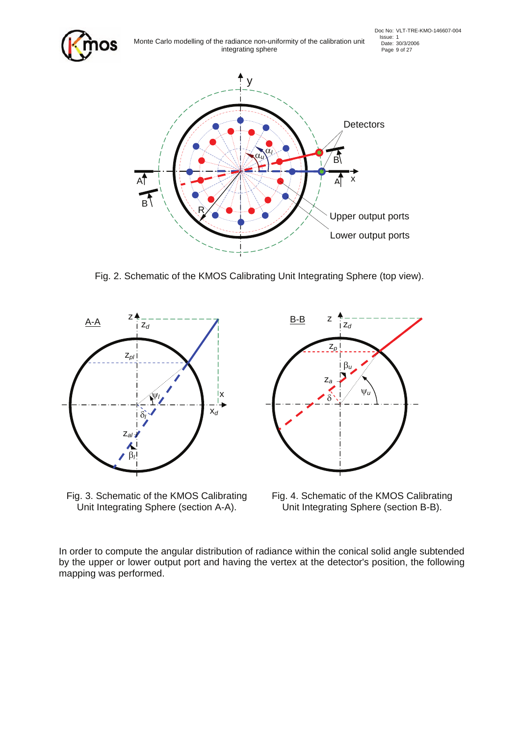Fig. 2. Schematic of the KMOS Calibrating Unit Integrating Sphere (top view).

Fig. 3. Schematic of the KMOS Calibrating Unit Integrating Sphere (section A-A).

Fig. 4. Schematic of the KMOS Calibrating Unit Integrating Sphere (section B-B).

In order to compute the angular distribution of radiance within the conical solid angle subtended by the upper or lower output port and having the vertex at the detector's position, the following mapping was performed.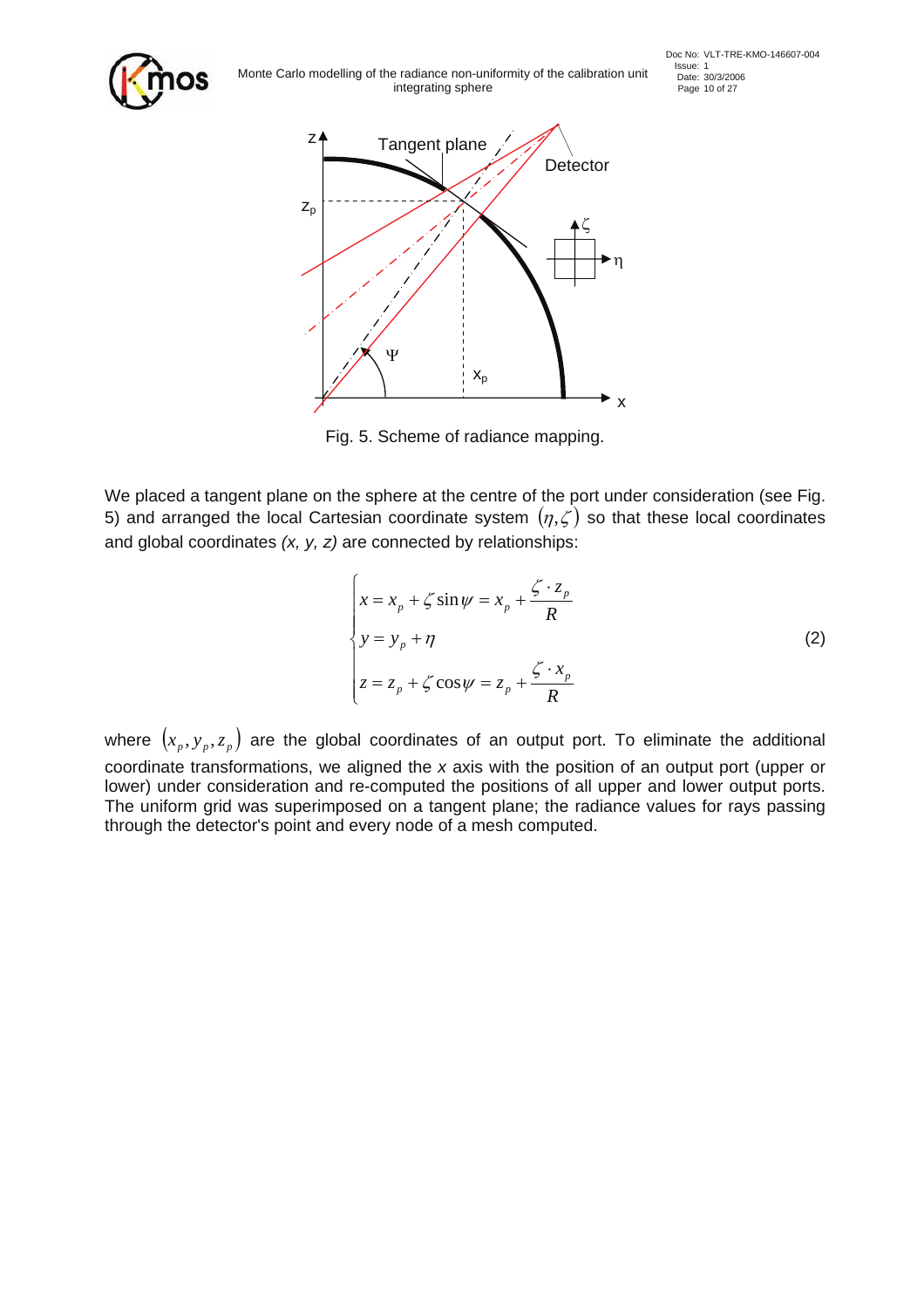Fig. 5. Scheme of radiance mapping.

We placed a tangent plane on the sphere at the centre of the port under consideration (see Fig. 5) and arranged the local Cartesian coordinate system $(\eta, \zeta)$ so that these local coordinates and global coordinates *(x, y, z)* are connected by relationships:

$$
\begin{cases}
x = x_p + \zeta \sin\psi = x_p + \dfrac{\zeta \cdot z_p}{R} \\
y = y_p + \eta \\
z = z_p + \zeta \cos\psi = z_p + \dfrac{\zeta \cdot x_p}{R}
\end{cases}
\tag{2}
$$

where $(x_p, y_p, z_p)$ are the global coordinates of an output port. To eliminate the additional coordinate transformations, we aligned the $x$ axis with the position of an output port (upper or lower) under consideration and re-computed the positions of all upper and lower output ports. The uniform grid was superimposed on a tangent plane; the radiance values for rays passing through the detector's point and every node of a mesh computed.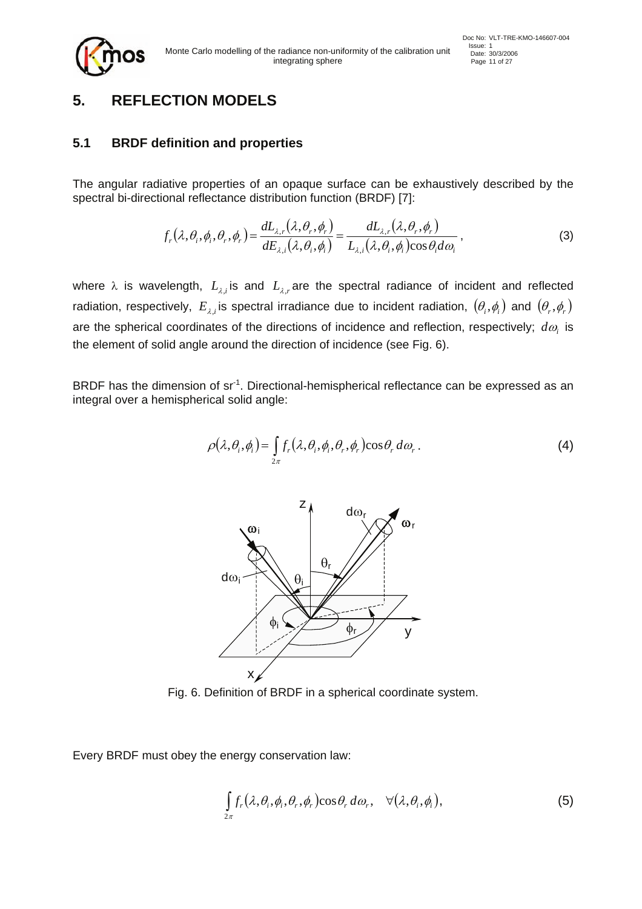# 5. REFLECTION MODELS

## 5.1 BRDF definition and properties

The angular radiative properties of an opaque surface can be exhaustively described by the spectral bi-directional reflectance distribution function (BRDF) [7]:

$$f_r(\lambda,\theta_i,\phi_i,\theta_r,\phi_r) = \frac{dL_{\lambda,r}(\lambda,\theta_r,\phi_r)}{dE_{\lambda,i}(\lambda,\theta_i,\phi_i)} = \frac{dL_{\lambda,r}(\lambda,\theta_r,\phi_r)}{L_{\lambda,i}(\lambda,\theta_i,\phi_i)\cos\theta_i d\omega_i}, \tag{3}$$

where $\lambda$ is wavelength, $L_{\lambda,i}$ is and $L_{\lambda,r}$ are the spectral radiance of incident and reflected radiation, respectively, $E_{\lambda,i}$ is spectral irradiance due to incident radiation, $(\theta_i,\phi_i)$ and $(\theta_r,\phi_r)$ are the spherical coordinates of the directions of incidence and reflection, respectively; $d\omega_i$ is the element of solid angle around the direction of incidence (see Fig. 6).

BRDF has the dimension of $sr^{-1}$. Directional-hemispherical reflectance can be expressed as an integral over a hemispherical solid angle:

$$\rho(\lambda,\theta_i,\phi_i) = \int_{2\pi} f_r(\lambda,\theta_i,\phi_i,\theta_r,\phi_r)\cos\theta_r\, d\omega_r. \tag{4}$$

Fig. 6. Definition of BRDF in a spherical coordinate system.

Every BRDF must obey the energy conservation law:

$$\int_{2\pi} f_r(\lambda,\theta_i,\phi_i,\theta_r,\phi_r)\cos\theta_r\, d\omega_r, \quad \forall(\lambda,\theta_i,\phi_i), \tag{5}$$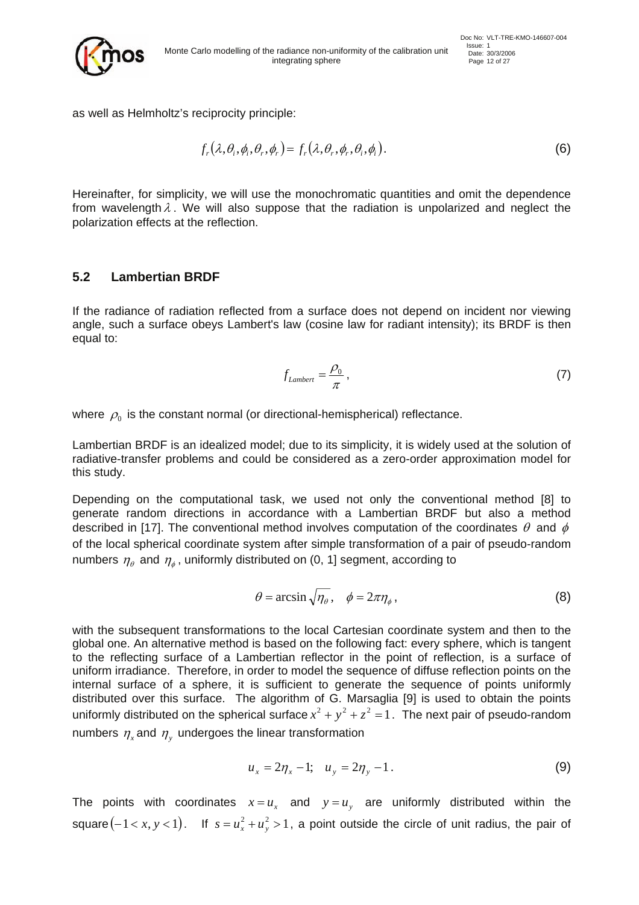as well as Helmholtz's reciprocity principle:

$$f_r(\lambda, \theta_i, \phi_i, \theta_r, \phi_r) = f_r(\lambda, \theta_r, \phi_r, \theta_i, \phi_i). \tag{6}$$

Hereinafter, for simplicity, we will use the monochromatic quantities and omit the dependence from wavelength $\lambda$. We will also suppose that the radiation is unpolarized and neglect the polarization effects at the reflection.

## 5.2 Lambertian BRDF

If the radiance of radiation reflected from a surface does not depend on incident nor viewing angle, such a surface obeys Lambert's law (cosine law for radiant intensity); its BRDF is then equal to:

$$f_{Lambert} = \frac{\rho_0}{\pi}, \tag{7}$$

where $\rho_0$ is the constant normal (or directional-hemispherical) reflectance.

Lambertian BRDF is an idealized model; due to its simplicity, it is widely used at the solution of radiative-transfer problems and could be considered as a zero-order approximation model for this study.

Depending on the computational task, we used not only the conventional method [8] to generate random directions in accordance with a Lambertian BRDF but also a method described in [17]. The conventional method involves computation of the coordinates $\theta$ and $\phi$ of the local spherical coordinate system after simple transformation of a pair of pseudo-random numbers $\eta_\theta$ and $\eta_\phi$, uniformly distributed on (0, 1] segment, according to

$$\theta = \arcsin\sqrt{\eta_\theta}, \quad \phi = 2\pi\eta_\phi, \tag{8}$$

with the subsequent transformations to the local Cartesian coordinate system and then to the global one. An alternative method is based on the following fact: every sphere, which is tangent to the reflecting surface of a Lambertian reflector in the point of reflection, is a surface of uniform irradiance. Therefore, in order to model the sequence of diffuse reflection points on the internal surface of a sphere, it is sufficient to generate the sequence of points uniformly distributed over this surface. The algorithm of G. Marsaglia [9] is used to obtain the points uniformly distributed on the spherical surface $x^2 + y^2 + z^2 = 1$. The next pair of pseudo-random numbers $\eta_x$ and $\eta_y$ undergoes the linear transformation

$$u_x = 2\eta_x - 1; \quad u_y = 2\eta_y - 1. \tag{9}$$

The points with coordinates $x = u_x$ and $y = u_y$ are uniformly distributed within the square $(-1 < x, y < 1)$. If $s = u_x^2 + u_y^2 > 1$, a point outside the circle of unit radius, the pair of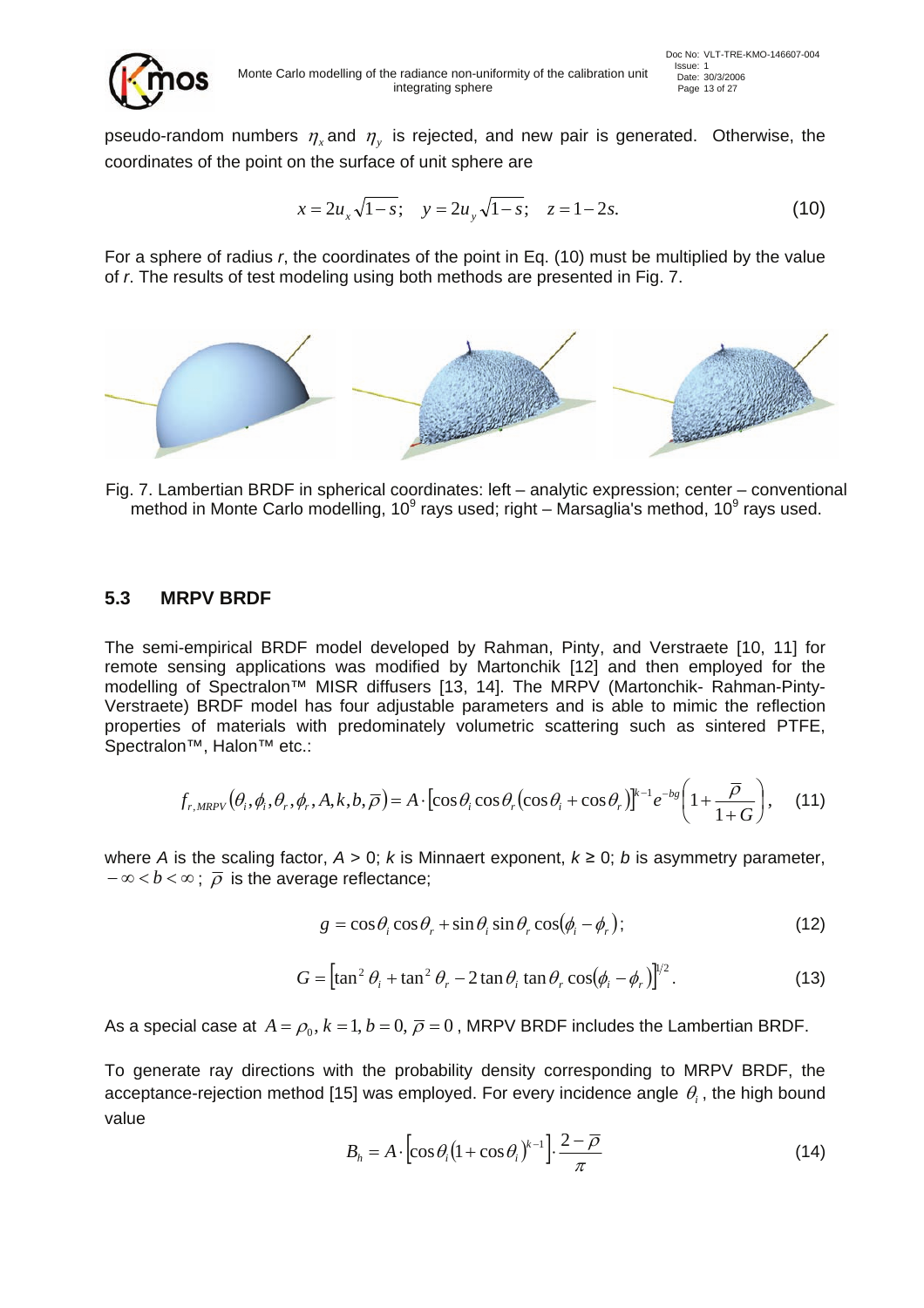pseudo-random numbers $\eta_x$ and $\eta_y$ is rejected, and new pair is generated. Otherwise, the coordinates of the point on the surface of unit sphere are

$$x = 2u_x\sqrt{1-s}; \quad y = 2u_y\sqrt{1-s}; \quad z = 1-2s. \tag{10}$$

For a sphere of radius *r*, the coordinates of the point in Eq. (10) must be multiplied by the value of *r*. The results of test modeling using both methods are presented in Fig. 7.

Fig. 7. Lambertian BRDF in spherical coordinates: left – analytic expression; center – conventional method in Monte Carlo modelling, $10^9$ rays used; right – Marsaglia's method, $10^9$ rays used.

## 5.3 MRPV BRDF

The semi-empirical BRDF model developed by Rahman, Pinty, and Verstraete [10, 11] for remote sensing applications was modified by Martonchik [12] and then employed for the modelling of Spectralon™ MISR diffusers [13, 14]. The MRPV (Martonchik- Rahman-Pinty-Verstraete) BRDF model has four adjustable parameters and is able to mimic the reflection properties of materials with predominately volumetric scattering such as sintered PTFE, Spectralon™, Halon™ etc.:

$$f_{r,MRPV}(\theta_i,\phi_i,\theta_r,\phi_r,A,k,b,\overline{\rho}) = A\cdot\left[\cos\theta_i\cos\theta_r(\cos\theta_i+\cos\theta_r)\right]^{k-1}e^{-bg}\left(1+\frac{\overline{\rho}}{1+G}\right), \tag{11}$$

where *A* is the scaling factor, *A* > 0; *k* is Minnaert exponent, *k* ≥ 0; *b* is asymmetry parameter, $-\infty < b < \infty$; $\overline{\rho}$ is the average reflectance;

$$g = \cos\theta_i\cos\theta_r + \sin\theta_i\sin\theta_r\cos(\phi_i-\phi_r); \tag{12}$$

$$G = \left[\tan^2\theta_i + \tan^2\theta_r - 2\tan\theta_i\tan\theta_r\cos(\phi_i-\phi_r)\right]^{1/2}. \tag{13}$$

As a special case at $A=\rho_0, k=1, b=0, \overline{\rho}=0$, MRPV BRDF includes the Lambertian BRDF.

To generate ray directions with the probability density corresponding to MRPV BRDF, the acceptance-rejection method [15] was employed. For every incidence angle $\theta_i$, the high bound value

$$B_h = A\cdot\left[\cos\theta_i(1+\cos\theta_i)^{k-1}\right]\cdot\frac{2-\overline{\rho}}{\pi} \tag{14}$$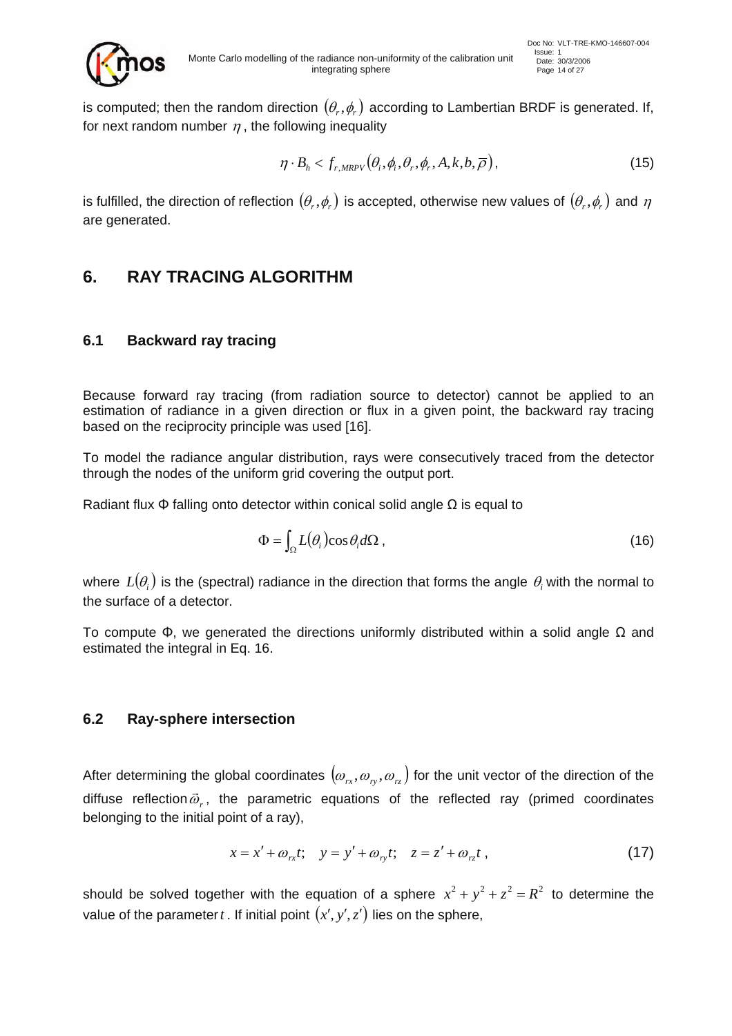is computed; then the random direction $(\theta_r, \phi_r)$ according to Lambertian BRDF is generated. If, for next random number $\eta$, the following inequality

$$\eta \cdot B_h < f_{r,MRPV}(\theta_i, \phi_i, \theta_r, \phi_r, A, k, b, \overline{\rho}), \tag{15}$$

is fulfilled, the direction of reflection $(\theta_r, \phi_r)$ is accepted, otherwise new values of $(\theta_r, \phi_r)$ and $\eta$ are generated.

# 6. RAY TRACING ALGORITHM

## 6.1 Backward ray tracing

Because forward ray tracing (from radiation source to detector) cannot be applied to an estimation of radiance in a given direction or flux in a given point, the backward ray tracing based on the reciprocity principle was used [16].

To model the radiance angular distribution, rays were consecutively traced from the detector through the nodes of the uniform grid covering the output port.

Radiant flux Φ falling onto detector within conical solid angle Ω is equal to

$$\Phi = \int_{\Omega} L(\theta_i) \cos\theta_i d\Omega \,, \tag{16}$$

where $L(\theta_i)$ is the (spectral) radiance in the direction that forms the angle $\theta_i$ with the normal to the surface of a detector.

To compute Φ, we generated the directions uniformly distributed within a solid angle Ω and estimated the integral in Eq. 16.

## 6.2 Ray-sphere intersection

After determining the global coordinates $(\omega_{rx}, \omega_{ry}, \omega_{rz})$ for the unit vector of the direction of the diffuse reflection $\vec{\omega}_r$, the parametric equations of the reflected ray (primed coordinates belonging to the initial point of a ray),

$$x = x' + \omega_{rx} t; \quad y = y' + \omega_{ry} t; \quad z = z' + \omega_{rz} t \,, \tag{17}$$

should be solved together with the equation of a sphere $x^2 + y^2 + z^2 = R^2$ to determine the value of the parameter $t$. If initial point $(x', y', z')$ lies on the sphere,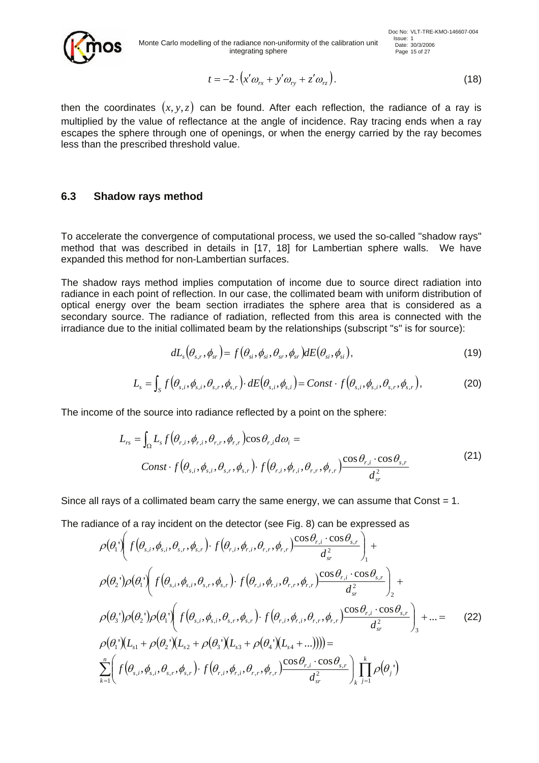$$t = -2 \cdot \left( x' \omega_{rx} + y' \omega_{ry} + z' \omega_{rz} \right). \tag{18}$$

then the coordinates $(x, y, z)$ can be found. After each reflection, the radiance of a ray is multiplied by the value of reflectance at the angle of incidence. Ray tracing ends when a ray escapes the sphere through one of openings, or when the energy carried by the ray becomes less than the prescribed threshold value.

## 6.3 Shadow rays method

To accelerate the convergence of computational process, we used the so-called "shadow rays" method that was described in details in [17, 18] for Lambertian sphere walls. We have expanded this method for non-Lambertian surfaces.

The shadow rays method implies computation of income due to source direct radiation into radiance in each point of reflection. In our case, the collimated beam with uniform distribution of optical energy over the beam section irradiates the sphere area that is considered as a secondary source. The radiance of radiation, reflected from this area is connected with the irradiance due to the initial collimated beam by the relationships (subscript "s" is for source):

$$dL_s\left(\theta_{s,r}, \phi_{sr}\right) = f\left(\theta_{si}, \phi_{si}, \theta_{sr}, \phi_{sr}\right) dE\left(\theta_{si}, \phi_{si}\right), \tag{19}$$

$$L_s = \int_S f\left(\theta_{s,i}, \phi_{s,i}, \theta_{s,r}, \phi_{s,r}\right) \cdot dE\left(\theta_{s,i}, \phi_{s,i}\right) = Const \cdot f\left(\theta_{s,i}, \phi_{s,i}, \theta_{s,r}, \phi_{s,r}\right), \tag{20}$$

The income of the source into radiance reflected by a point on the sphere:

$$\begin{aligned} L_{rs} &= \int_\Omega L_s f\left(\theta_{r,i}, \phi_{r,i}, \theta_{r,r}, \phi_{r,r}\right) \cos\theta_{r,i} d\omega_i = \\ &Const \cdot f\left(\theta_{s,i}, \phi_{s,i}, \theta_{s,r}, \phi_{s,r}\right) \cdot f\left(\theta_{r,i}, \phi_{r,i}, \theta_{r,r}, \phi_{r,r}\right) \frac{\cos\theta_{r,i} \cdot \cos\theta_{s,r}}{d_{sr}^2} \end{aligned} \tag{21}$$

Since all rays of a collimated beam carry the same energy, we can assume that Const = 1.

The radiance of a ray incident on the detector (see Fig. 8) can be expressed as

$$\begin{aligned} &\rho(\theta_1')\left( f\left(\theta_{s,i}, \phi_{s,i}, \theta_{s,r}, \phi_{s,r}\right) \cdot f\left(\theta_{r,i}, \phi_{r,i}, \theta_{r,r}, \phi_{r,r}\right) \frac{\cos\theta_{r,i} \cdot \cos\theta_{s,r}}{d_{sr}^2} \right)_1 + \\ &\rho(\theta_2')\rho(\theta_1')\left( f\left(\theta_{s,i}, \phi_{s,i}, \theta_{s,r}, \phi_{s,r}\right) \cdot f\left(\theta_{r,i}, \phi_{r,i}, \theta_{r,r}, \phi_{r,r}\right) \frac{\cos\theta_{r,i} \cdot \cos\theta_{s,r}}{d_{sr}^2} \right)_2 + \\ &\rho(\theta_3')\rho(\theta_2')\rho(\theta_1')\left( f\left(\theta_{s,i}, \phi_{s,i}, \theta_{s,r}, \phi_{s,r}\right) \cdot f\left(\theta_{r,i}, \phi_{r,i}, \theta_{r,r}, \phi_{r,r}\right) \frac{\cos\theta_{r,i} \cdot \cos\theta_{s,r}}{d_{sr}^2} \right)_3 + \ldots = \\ &\rho(\theta_1')\left(L_{s1} + \rho(\theta_2')\left(L_{s2} + \rho(\theta_3')\left(L_{s3} + \rho(\theta_4')\left(L_{s4} + \ldots\right)\right)\right)\right) = \\ &\sum_{k=1}^{n}\left( f\left(\theta_{s,i}, \phi_{s,i}, \theta_{s,r}, \phi_{s,r}\right) \cdot f\left(\theta_{r,i}, \phi_{r,i}, \theta_{r,r}, \phi_{r,r}\right) \frac{\cos\theta_{r,i} \cdot \cos\theta_{s,r}}{d_{sr}^2} \right)_k \prod_{j=1}^{k} \rho(\theta_j') \end{aligned} \tag{22}$$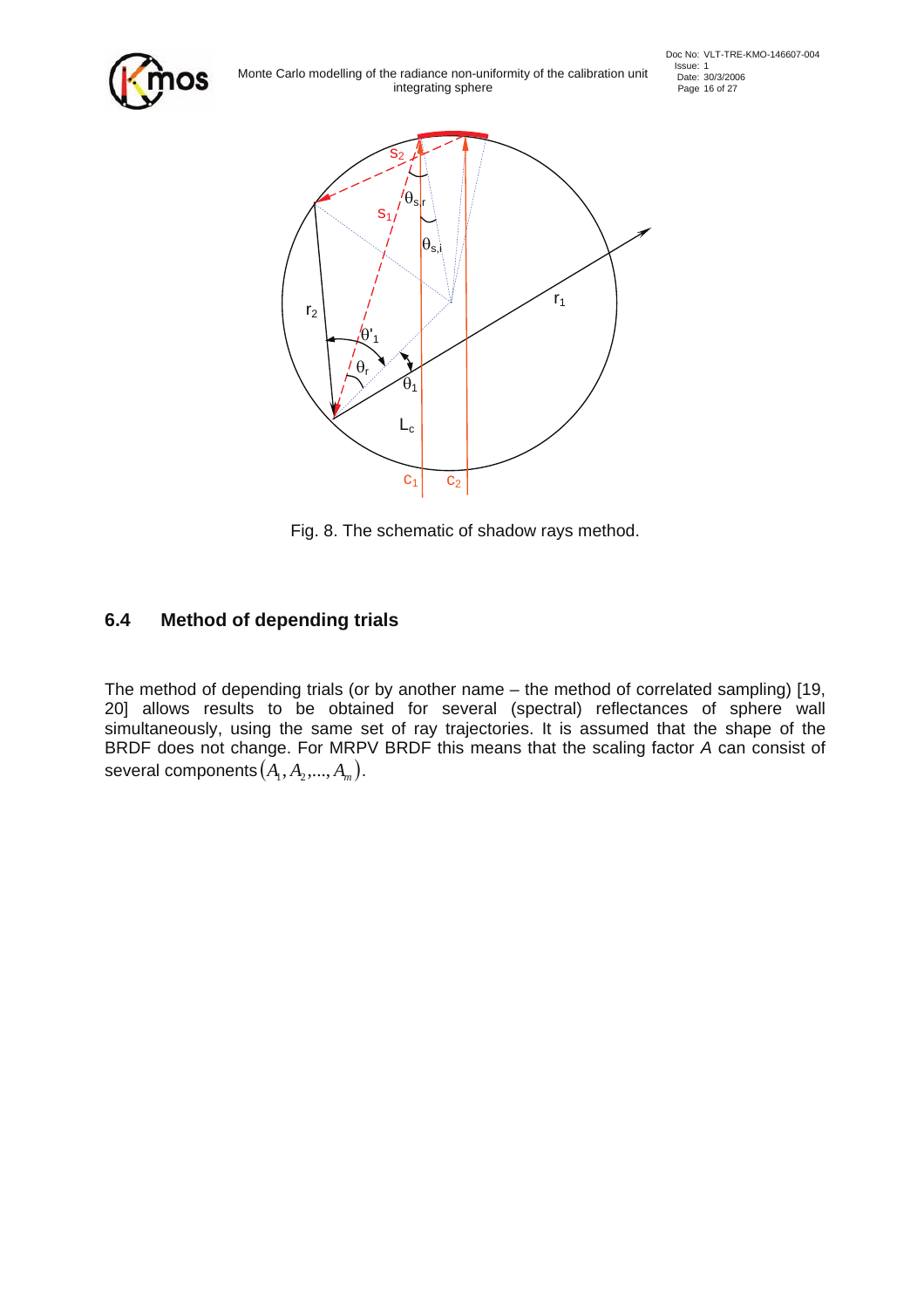Fig. 8. The schematic of shadow rays method.

## 6.4 Method of depending trials

The method of depending trials (or by another name – the method of correlated sampling) [19, 20] allows results to be obtained for several (spectral) reflectances of sphere wall simultaneously, using the same set of ray trajectories. It is assumed that the shape of the BRDF does not change. For MRPV BRDF this means that the scaling factor $A$ can consist of several components $(A_1, A_2, ..., A_m)$.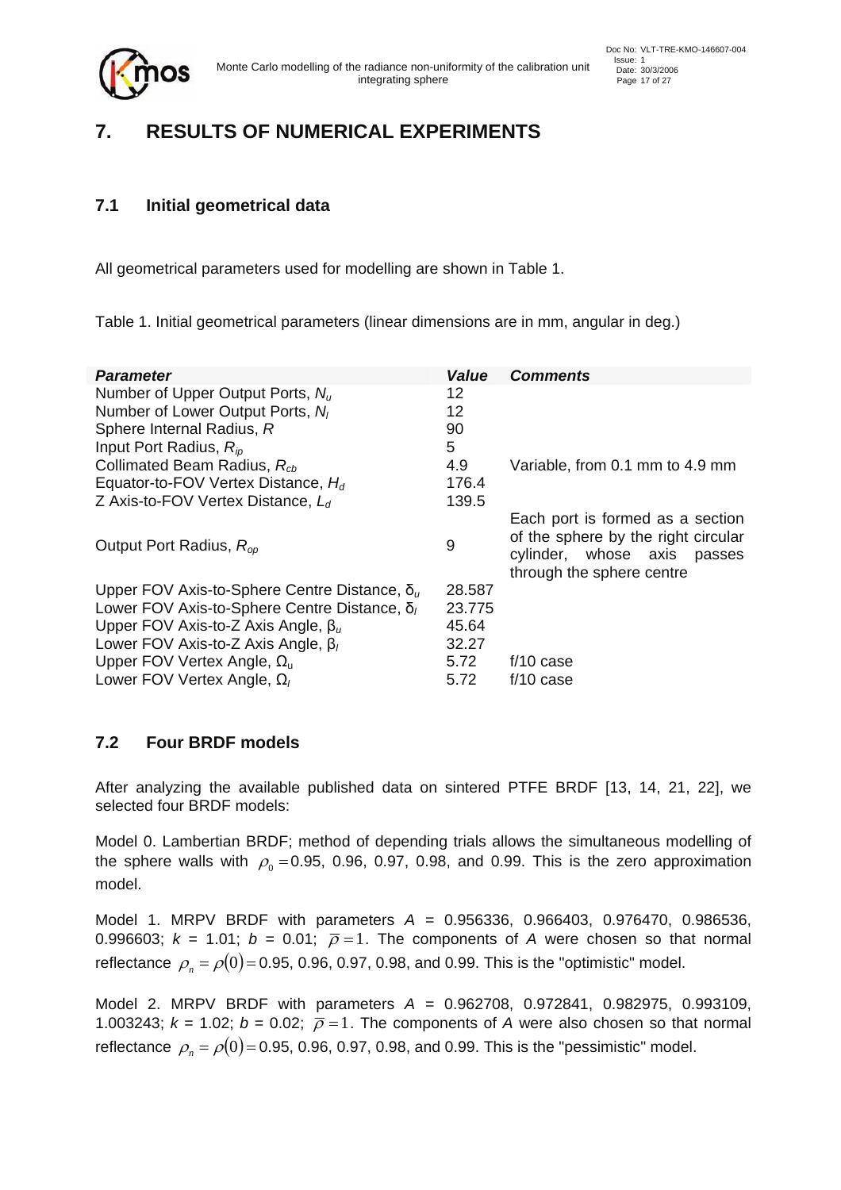# 7. RESULTS OF NUMERICAL EXPERIMENTS

## 7.1 Initial geometrical data

All geometrical parameters used for modelling are shown in Table 1.

Table 1. Initial geometrical parameters (linear dimensions are in mm, angular in deg.)

| ***Parameter*** | ***Value*** | ***Comments*** |
|---|---|---|
| Number of Upper Output Ports, $N_u$ | 12 | |
| Number of Lower Output Ports, $N_l$ | 12 | |
| Sphere Internal Radius, $R$ | 90 | |
| Input Port Radius, $R_{ip}$ | 5 | |
| Collimated Beam Radius, $R_{cb}$ | 4.9 | Variable, from 0.1 mm to 4.9 mm |
| Equator-to-FOV Vertex Distance, $H_d$ | 176.4 | |
| Z Axis-to-FOV Vertex Distance, $L_d$ | 139.5 | |
| Output Port Radius, $R_{op}$ | 9 | Each port is formed as a section of the sphere by the right circular cylinder, whose axis passes through the sphere centre |
| Upper FOV Axis-to-Sphere Centre Distance, $\delta_u$ | 28.587 | |
| Lower FOV Axis-to-Sphere Centre Distance, $\delta_l$ | 23.775 | |
| Upper FOV Axis-to-Z Axis Angle, $\beta_u$ | 45.64 | |
| Lower FOV Axis-to-Z Axis Angle, $\beta_l$ | 32.27 | |
| Upper FOV Vertex Angle, $\Omega_u$ | 5.72 | f/10 case |
| Lower FOV Vertex Angle, $\Omega_l$ | 5.72 | f/10 case |

## 7.2 Four BRDF models

After analyzing the available published data on sintered PTFE BRDF [13, 14, 21, 22], we selected four BRDF models:

Model 0. Lambertian BRDF; method of depending trials allows the simultaneous modelling of the sphere walls with $\rho_0 = 0.95$, 0.96, 0.97, 0.98, and 0.99. This is the zero approximation model.

Model 1. MRPV BRDF with parameters $A$ = 0.956336, 0.966403, 0.976470, 0.986536, 0.996603; $k$ = 1.01; $b$ = 0.01; $\overline{\rho} = 1$. The components of $A$ were chosen so that normal reflectance $\rho_n = \rho(0) = 0.95$, 0.96, 0.97, 0.98, and 0.99. This is the "optimistic" model.

Model 2. MRPV BRDF with parameters $A$ = 0.962708, 0.972841, 0.982975, 0.993109, 1.003243; $k$ = 1.02; $b$ = 0.02; $\overline{\rho} = 1$. The components of $A$ were also chosen so that normal reflectance $\rho_n = \rho(0) = 0.95$, 0.96, 0.97, 0.98, and 0.99. This is the "pessimistic" model.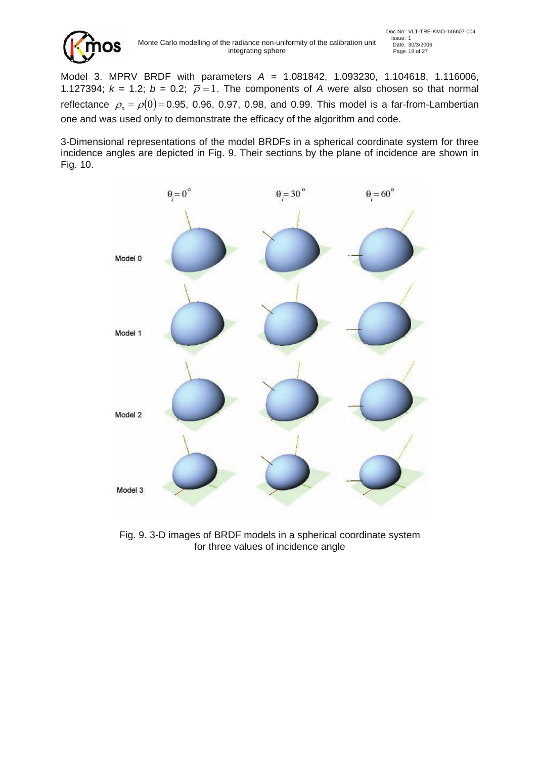Model 3. MPRV BRDF with parameters $A$ = 1.081842, 1.093230, 1.104618, 1.116006, 1.127394; $k$ = 1.2; $b$ = 0.2; $\overline{\rho} = 1$. The components of $A$ were also chosen so that normal reflectance $\rho_n = \rho(0) =$ 0.95, 0.96, 0.97, 0.98, and 0.99. This model is a far-from-Lambertian one and was used only to demonstrate the efficacy of the algorithm and code.

3-Dimensional representations of the model BRDFs in a spherical coordinate system for three incidence angles are depicted in Fig. 9. Their sections by the plane of incidence are shown in Fig. 10.

Fig. 9. 3-D images of BRDF models in a spherical coordinate system for three values of incidence angle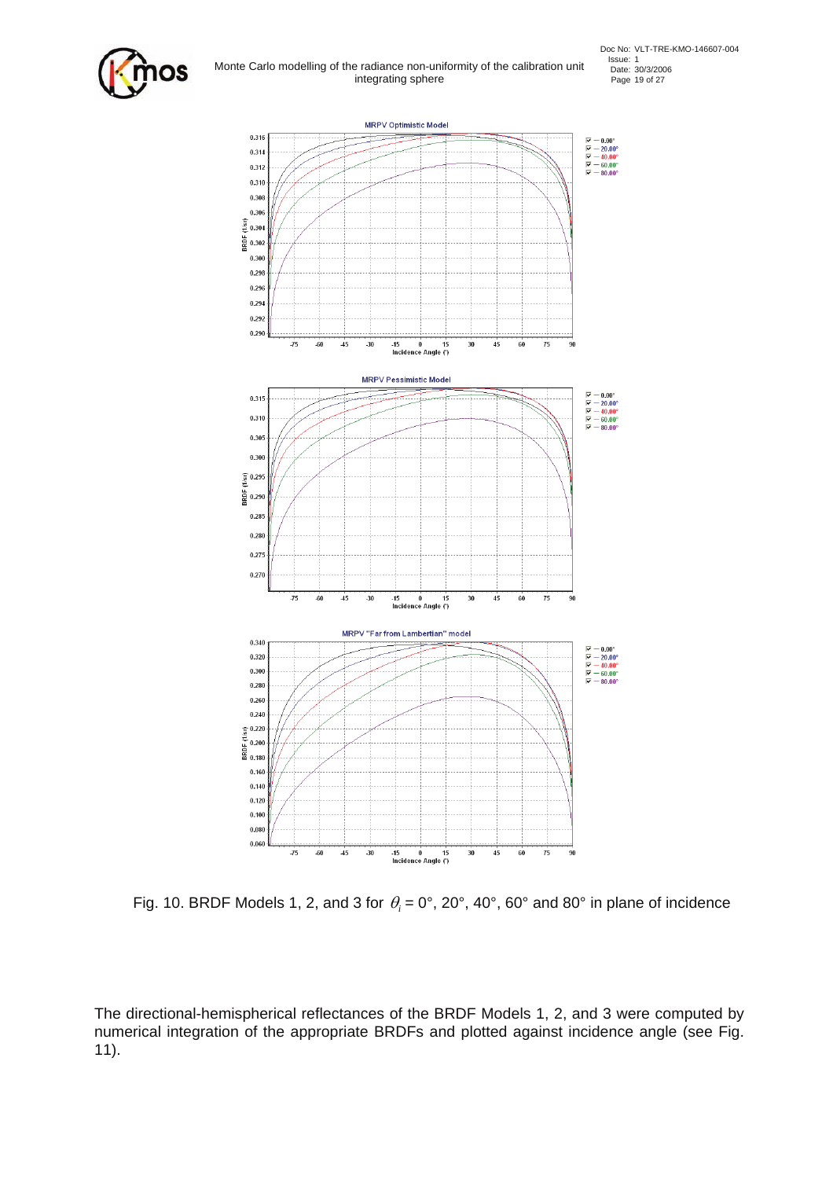Fig. 10. BRDF Models 1, 2, and 3 for $\theta_i$ = 0°, 20°, 40°, 60° and 80° in plane of incidence

The directional-hemispherical reflectances of the BRDF Models 1, 2, and 3 were computed by numerical integration of the appropriate BRDFs and plotted against incidence angle (see Fig. 11).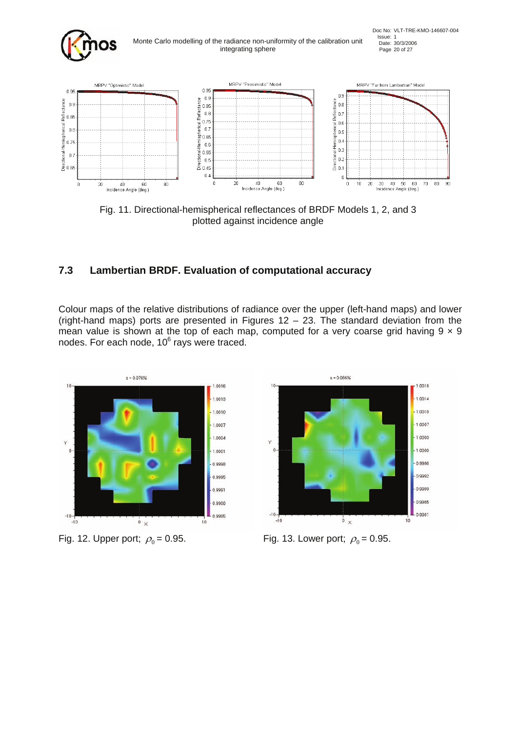Fig. 11. Directional-hemispherical reflectances of BRDF Models 1, 2, and 3 plotted against incidence angle

## 7.3 Lambertian BRDF. Evaluation of computational accuracy

Colour maps of the relative distributions of radiance over the upper (left-hand maps) and lower (right-hand maps) ports are presented in Figures 12 – 23. The standard deviation from the mean value is shown at the top of each map, computed for a very coarse grid having 9 × 9 nodes. For each node, $10^6$ rays were traced.

Fig. 12. Upper port; $\rho_0 = 0.95$.

Fig. 13. Lower port; $\rho_0 = 0.95$.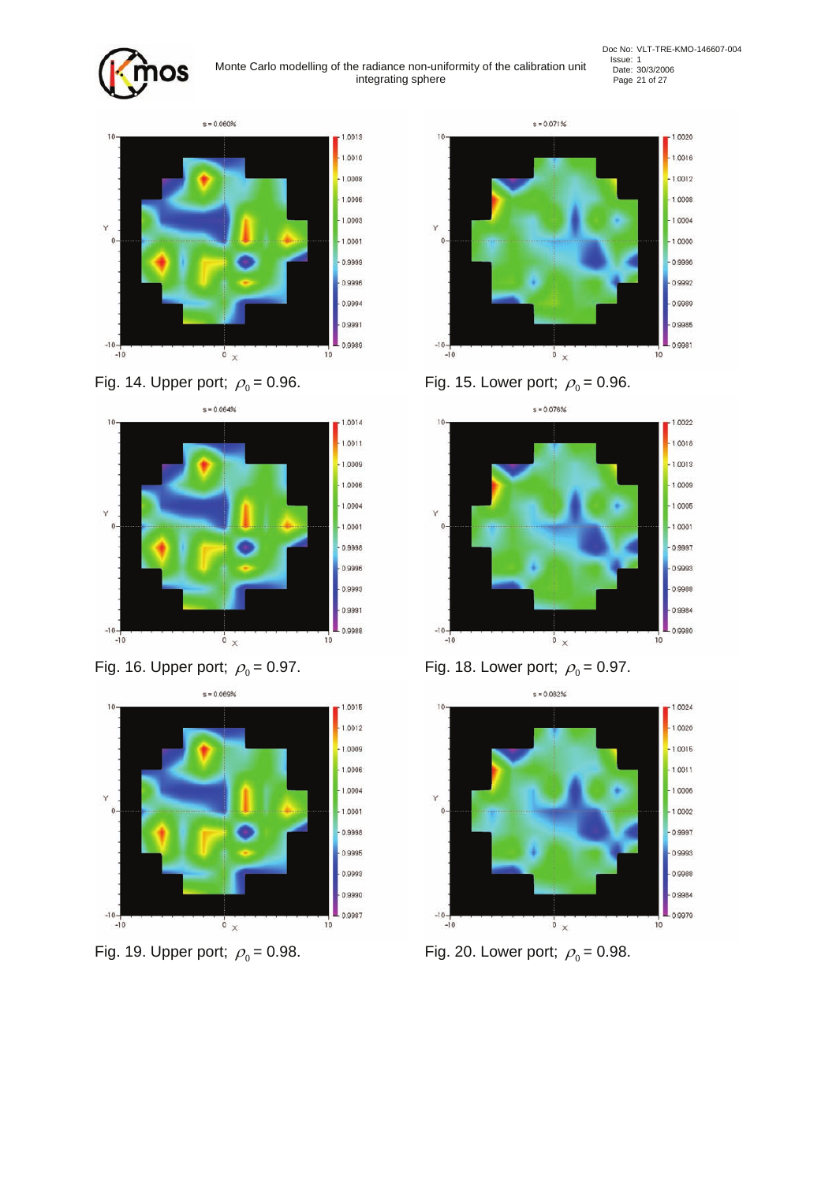Fig. 14. Upper port; $\rho_0 = 0.96$.

Fig. 15. Lower port; $\rho_0 = 0.96$.

Fig. 16. Upper port; $\rho_0 = 0.97$.

Fig. 18. Lower port; $\rho_0 = 0.97$.

Fig. 19. Upper port; $\rho_0 = 0.98$.

Fig. 20. Lower port; $\rho_0 = 0.98$.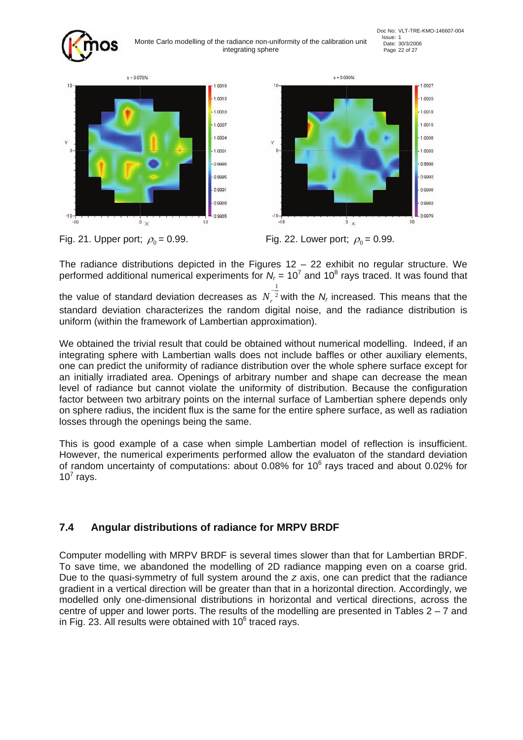Fig. 21. Upper port; $\rho_0 = 0.99$.

Fig. 22. Lower port; $\rho_0 = 0.99$.

The radiance distributions depicted in the Figures 12 – 22 exhibit no regular structure. We performed additional numerical experiments for $N_r = 10^7$ and $10^8$ rays traced. It was found that the value of standard deviation decreases as $N_r^{-\frac{1}{2}}$ with the $N_r$ increased. This means that the standard deviation characterizes the random digital noise, and the radiance distribution is uniform (within the framework of Lambertian approximation).

We obtained the trivial result that could be obtained without numerical modelling. Indeed, if an integrating sphere with Lambertian walls does not include baffles or other auxiliary elements, one can predict the uniformity of radiance distribution over the whole sphere surface except for an initially irradiated area. Openings of arbitrary number and shape can decrease the mean level of radiance but cannot violate the uniformity of distribution. Because the configuration factor between two arbitrary points on the internal surface of Lambertian sphere depends only on sphere radius, the incident flux is the same for the entire sphere surface, as well as radiation losses through the openings being the same.

This is good example of a case when simple Lambertian model of reflection is insufficient. However, the numerical experiments performed allow the evaluaton of the standard deviation of random uncertainty of computations: about 0.08% for $10^6$ rays traced and about 0.02% for $10^7$ rays.

## 7.4 Angular distributions of radiance for MRPV BRDF

Computer modelling with MRPV BRDF is several times slower than that for Lambertian BRDF. To save time, we abandoned the modelling of 2D radiance mapping even on a coarse grid. Due to the quasi-symmetry of full system around the *z* axis, one can predict that the radiance gradient in a vertical direction will be greater than that in a horizontal direction. Accordingly, we modelled only one-dimensional distributions in horizontal and vertical directions, across the centre of upper and lower ports. The results of the modelling are presented in Tables 2 – 7 and in Fig. 23. All results were obtained with $10^6$ traced rays.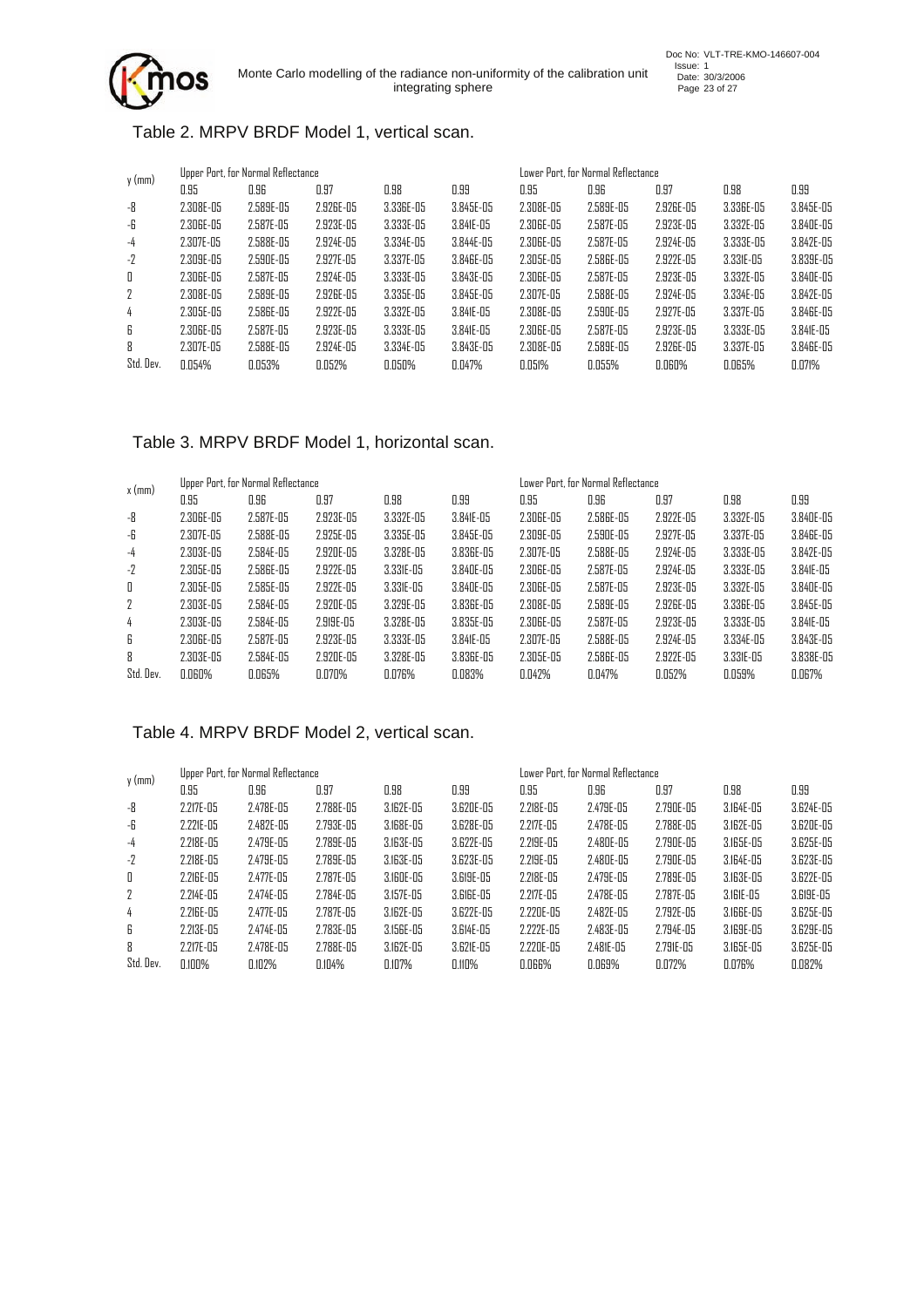## Table 2. MRPV BRDF Model 1, vertical scan.

| y (mm) | Upper Port, for Normal Reflectance | | | | | Lower Port, for Normal Reflectance | | | | |
|---|---|---|---|---|---|---|---|---|---|---|
| | 0.95 | 0.96 | 0.97 | 0.98 | 0.99 | 0.95 | 0.96 | 0.97 | 0.98 | 0.99 |
| -8 | 2.308E-05 | 2.589E-05 | 2.926E-05 | 3.336E-05 | 3.845E-05 | 2.308E-05 | 2.589E-05 | 2.926E-05 | 3.336E-05 | 3.845E-05 |
| -6 | 2.306E-05 | 2.587E-05 | 2.923E-05 | 3.333E-05 | 3.841E-05 | 2.306E-05 | 2.587E-05 | 2.923E-05 | 3.332E-05 | 3.840E-05 |
| -4 | 2.307E-05 | 2.588E-05 | 2.924E-05 | 3.334E-05 | 3.844E-05 | 2.306E-05 | 2.587E-05 | 2.924E-05 | 3.333E-05 | 3.842E-05 |
| -2 | 2.309E-05 | 2.590E-05 | 2.927E-05 | 3.337E-05 | 3.846E-05 | 2.305E-05 | 2.586E-05 | 2.922E-05 | 3.331E-05 | 3.839E-05 |
| 0 | 2.306E-05 | 2.587E-05 | 2.924E-05 | 3.333E-05 | 3.843E-05 | 2.306E-05 | 2.587E-05 | 2.923E-05 | 3.332E-05 | 3.840E-05 |
| 2 | 2.308E-05 | 2.589E-05 | 2.926E-05 | 3.335E-05 | 3.845E-05 | 2.307E-05 | 2.588E-05 | 2.924E-05 | 3.334E-05 | 3.842E-05 |
| 4 | 2.305E-05 | 2.586E-05 | 2.922E-05 | 3.332E-05 | 3.841E-05 | 2.308E-05 | 2.590E-05 | 2.927E-05 | 3.337E-05 | 3.846E-05 |
| 6 | 2.306E-05 | 2.587E-05 | 2.923E-05 | 3.333E-05 | 3.841E-05 | 2.306E-05 | 2.587E-05 | 2.923E-05 | 3.333E-05 | 3.841E-05 |
| 8 | 2.307E-05 | 2.588E-05 | 2.924E-05 | 3.334E-05 | 3.843E-05 | 2.308E-05 | 2.589E-05 | 2.926E-05 | 3.337E-05 | 3.846E-05 |
| Std. Dev. | 0.054% | 0.053% | 0.052% | 0.050% | 0.047% | 0.051% | 0.055% | 0.060% | 0.065% | 0.071% |

## Table 3. MRPV BRDF Model 1, horizontal scan.

| x (mm) | Upper Port, for Normal Reflectance | | | | | Lower Port, for Normal Reflectance | | | | |
|---|---|---|---|---|---|---|---|---|---|---|
| | 0.95 | 0.96 | 0.97 | 0.98 | 0.99 | 0.95 | 0.96 | 0.97 | 0.98 | 0.99 |
| -8 | 2.306E-05 | 2.587E-05 | 2.923E-05 | 3.332E-05 | 3.841E-05 | 2.306E-05 | 2.586E-05 | 2.922E-05 | 3.332E-05 | 3.840E-05 |
| -6 | 2.307E-05 | 2.588E-05 | 2.925E-05 | 3.335E-05 | 3.845E-05 | 2.309E-05 | 2.590E-05 | 2.927E-05 | 3.337E-05 | 3.846E-05 |
| -4 | 2.303E-05 | 2.584E-05 | 2.920E-05 | 3.328E-05 | 3.836E-05 | 2.307E-05 | 2.588E-05 | 2.924E-05 | 3.333E-05 | 3.842E-05 |
| -2 | 2.305E-05 | 2.586E-05 | 2.922E-05 | 3.331E-05 | 3.840E-05 | 2.306E-05 | 2.587E-05 | 2.924E-05 | 3.333E-05 | 3.841E-05 |
| 0 | 2.305E-05 | 2.585E-05 | 2.922E-05 | 3.331E-05 | 3.840E-05 | 2.306E-05 | 2.587E-05 | 2.923E-05 | 3.332E-05 | 3.840E-05 |
| 2 | 2.303E-05 | 2.584E-05 | 2.920E-05 | 3.329E-05 | 3.836E-05 | 2.308E-05 | 2.589E-05 | 2.926E-05 | 3.336E-05 | 3.845E-05 |
| 4 | 2.303E-05 | 2.584E-05 | 2.919E-05 | 3.328E-05 | 3.835E-05 | 2.306E-05 | 2.587E-05 | 2.923E-05 | 3.333E-05 | 3.841E-05 |
| 6 | 2.306E-05 | 2.587E-05 | 2.923E-05 | 3.333E-05 | 3.841E-05 | 2.307E-05 | 2.588E-05 | 2.924E-05 | 3.334E-05 | 3.843E-05 |
| 8 | 2.303E-05 | 2.584E-05 | 2.920E-05 | 3.328E-05 | 3.836E-05 | 2.305E-05 | 2.586E-05 | 2.922E-05 | 3.331E-05 | 3.838E-05 |
| Std. Dev. | 0.060% | 0.065% | 0.070% | 0.076% | 0.083% | 0.042% | 0.047% | 0.052% | 0.059% | 0.067% |

## Table 4. MRPV BRDF Model 2, vertical scan.

| y (mm) | Upper Port, for Normal Reflectance | | | | | Lower Port, for Normal Reflectance | | | | |
|---|---|---|---|---|---|---|---|---|---|---|
| | 0.95 | 0.96 | 0.97 | 0.98 | 0.99 | 0.95 | 0.96 | 0.97 | 0.98 | 0.99 |
| -8 | 2.217E-05 | 2.478E-05 | 2.788E-05 | 3.162E-05 | 3.620E-05 | 2.218E-05 | 2.479E-05 | 2.790E-05 | 3.164E-05 | 3.624E-05 |
| -6 | 2.221E-05 | 2.482E-05 | 2.793E-05 | 3.168E-05 | 3.628E-05 | 2.217E-05 | 2.478E-05 | 2.788E-05 | 3.162E-05 | 3.620E-05 |
| -4 | 2.218E-05 | 2.479E-05 | 2.789E-05 | 3.163E-05 | 3.622E-05 | 2.219E-05 | 2.480E-05 | 2.790E-05 | 3.165E-05 | 3.625E-05 |
| -2 | 2.218E-05 | 2.479E-05 | 2.789E-05 | 3.163E-05 | 3.623E-05 | 2.219E-05 | 2.480E-05 | 2.790E-05 | 3.164E-05 | 3.623E-05 |
| 0 | 2.216E-05 | 2.477E-05 | 2.787E-05 | 3.160E-05 | 3.619E-05 | 2.218E-05 | 2.479E-05 | 2.789E-05 | 3.163E-05 | 3.622E-05 |
| 2 | 2.214E-05 | 2.474E-05 | 2.784E-05 | 3.157E-05 | 3.616E-05 | 2.217E-05 | 2.478E-05 | 2.787E-05 | 3.161E-05 | 3.619E-05 |
| 4 | 2.216E-05 | 2.477E-05 | 2.787E-05 | 3.162E-05 | 3.622E-05 | 2.220E-05 | 2.482E-05 | 2.792E-05 | 3.166E-05 | 3.625E-05 |
| 6 | 2.213E-05 | 2.474E-05 | 2.783E-05 | 3.156E-05 | 3.614E-05 | 2.222E-05 | 2.483E-05 | 2.794E-05 | 3.169E-05 | 3.629E-05 |
| 8 | 2.217E-05 | 2.478E-05 | 2.788E-05 | 3.162E-05 | 3.621E-05 | 2.220E-05 | 2.481E-05 | 2.791E-05 | 3.165E-05 | 3.625E-05 |
| Std. Dev. | 0.100% | 0.102% | 0.104% | 0.107% | 0.110% | 0.066% | 0.069% | 0.072% | 0.076% | 0.082% |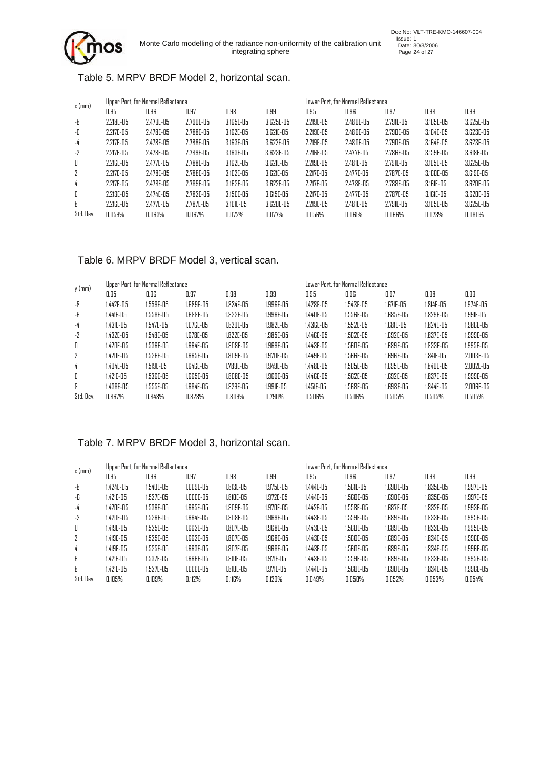## Table 5. MRPV BRDF Model 2, horizontal scan.

| x (mm) | Upper Port, for Normal Reflectance | | | | | Lower Port, for Normal Reflectance | | | | |
|---|---|---|---|---|---|---|---|---|---|---|
| | 0.95 | 0.96 | 0.97 | 0.98 | 0.99 | 0.95 | 0.96 | 0.97 | 0.98 | 0.99 |
| -8 | 2.218E-05 | 2.479E-05 | 2.790E-05 | 3.165E-05 | 3.625E-05 | 2.219E-05 | 2.480E-05 | 2.791E-05 | 3.165E-05 | 3.625E-05 |
| -6 | 2.217E-05 | 2.478E-05 | 2.788E-05 | 3.162E-05 | 3.621E-05 | 2.219E-05 | 2.480E-05 | 2.790E-05 | 3.164E-05 | 3.623E-05 |
| -4 | 2.217E-05 | 2.478E-05 | 2.788E-05 | 3.163E-05 | 3.622E-05 | 2.219E-05 | 2.480E-05 | 2.790E-05 | 3.164E-05 | 3.623E-05 |
| -2 | 2.217E-05 | 2.478E-05 | 2.789E-05 | 3.163E-05 | 3.623E-05 | 2.216E-05 | 2.477E-05 | 2.786E-05 | 3.159E-05 | 3.618E-05 |
| 0 | 2.216E-05 | 2.477E-05 | 2.788E-05 | 3.162E-05 | 3.621E-05 | 2.219E-05 | 2.481E-05 | 2.791E-05 | 3.165E-05 | 3.625E-05 |
| 2 | 2.217E-05 | 2.478E-05 | 2.788E-05 | 3.162E-05 | 3.621E-05 | 2.217E-05 | 2.477E-05 | 2.787E-05 | 3.160E-05 | 3.619E-05 |
| 4 | 2.217E-05 | 2.478E-05 | 2.789E-05 | 3.163E-05 | 3.622E-05 | 2.217E-05 | 2.478E-05 | 2.788E-05 | 3.161E-05 | 3.620E-05 |
| 6 | 2.213E-05 | 2.474E-05 | 2.783E-05 | 3.156E-05 | 3.615E-05 | 2.217E-05 | 2.477E-05 | 2.787E-05 | 3.161E-05 | 3.620E-05 |
| 8 | 2.216E-05 | 2.477E-05 | 2.787E-05 | 3.161E-05 | 3.620E-05 | 2.219E-05 | 2.481E-05 | 2.791E-05 | 3.165E-05 | 3.625E-05 |
| Std. Dev. | 0.059% | 0.063% | 0.067% | 0.072% | 0.077% | 0.056% | 0.061% | 0.066% | 0.073% | 0.080% |

## Table 6. MRPV BRDF Model 3, vertical scan.

| y (mm) | Upper Port, for Normal Reflectance | | | | | Lower Port, for Normal Reflectance | | | | |
|---|---|---|---|---|---|---|---|---|---|---|
| | 0.95 | 0.96 | 0.97 | 0.98 | 0.99 | 0.95 | 0.96 | 0.97 | 0.98 | 0.99 |
| -8 | 1.442E-05 | 1.559E-05 | 1.689E-05 | 1.834E-05 | 1.996E-05 | 1.428E-05 | 1.543E-05 | 1.671E-05 | 1.814E-05 | 1.974E-05 |
| -6 | 1.441E-05 | 1.558E-05 | 1.688E-05 | 1.833E-05 | 1.996E-05 | 1.440E-05 | 1.556E-05 | 1.685E-05 | 1.829E-05 | 1.991E-05 |
| -4 | 1.431E-05 | 1.547E-05 | 1.676E-05 | 1.820E-05 | 1.982E-05 | 1.436E-05 | 1.552E-05 | 1.681E-05 | 1.824E-05 | 1.986E-05 |
| -2 | 1.432E-05 | 1.548E-05 | 1.678E-05 | 1.822E-05 | 1.985E-05 | 1.446E-05 | 1.562E-05 | 1.692E-05 | 1.837E-05 | 1.999E-05 |
| 0 | 1.420E-05 | 1.536E-05 | 1.664E-05 | 1.808E-05 | 1.969E-05 | 1.443E-05 | 1.560E-05 | 1.689E-05 | 1.833E-05 | 1.995E-05 |
| 2 | 1.420E-05 | 1.536E-05 | 1.665E-05 | 1.809E-05 | 1.970E-05 | 1.449E-05 | 1.566E-05 | 1.696E-05 | 1.841E-05 | 2.003E-05 |
| 4 | 1.404E-05 | 1.519E-05 | 1.646E-05 | 1.789E-05 | 1.949E-05 | 1.448E-05 | 1.565E-05 | 1.695E-05 | 1.840E-05 | 2.002E-05 |
| 6 | 1.421E-05 | 1.536E-05 | 1.665E-05 | 1.808E-05 | 1.969E-05 | 1.446E-05 | 1.562E-05 | 1.692E-05 | 1.837E-05 | 1.999E-05 |
| 8 | 1.438E-05 | 1.555E-05 | 1.684E-05 | 1.829E-05 | 1.991E-05 | 1.451E-05 | 1.568E-05 | 1.698E-05 | 1.844E-05 | 2.006E-05 |
| Std. Dev. | 0.867% | 0.848% | 0.828% | 0.809% | 0.790% | 0.506% | 0.506% | 0.505% | 0.505% | 0.505% |

## Table 7. MRPV BRDF Model 3, horizontal scan.

| x (mm) | Upper Port, for Normal Reflectance | | | | | Lower Port, for Normal Reflectance | | | | |
|---|---|---|---|---|---|---|---|---|---|---|
| | 0.95 | 0.96 | 0.97 | 0.98 | 0.99 | 0.95 | 0.96 | 0.97 | 0.98 | 0.99 |
| -8 | 1.424E-05 | 1.540E-05 | 1.669E-05 | 1.813E-05 | 1.975E-05 | 1.444E-05 | 1.561E-05 | 1.690E-05 | 1.835E-05 | 1.997E-05 |
| -6 | 1.421E-05 | 1.537E-05 | 1.666E-05 | 1.810E-05 | 1.972E-05 | 1.444E-05 | 1.560E-05 | 1.690E-05 | 1.835E-05 | 1.997E-05 |
| -4 | 1.420E-05 | 1.536E-05 | 1.665E-05 | 1.809E-05 | 1.970E-05 | 1.442E-05 | 1.558E-05 | 1.687E-05 | 1.832E-05 | 1.993E-05 |
| -2 | 1.420E-05 | 1.536E-05 | 1.664E-05 | 1.808E-05 | 1.969E-05 | 1.443E-05 | 1.559E-05 | 1.689E-05 | 1.833E-05 | 1.995E-05 |
| 0 | 1.419E-05 | 1.535E-05 | 1.663E-05 | 1.807E-05 | 1.968E-05 | 1.443E-05 | 1.560E-05 | 1.689E-05 | 1.833E-05 | 1.995E-05 |
| 2 | 1.419E-05 | 1.535E-05 | 1.663E-05 | 1.807E-05 | 1.968E-05 | 1.443E-05 | 1.560E-05 | 1.689E-05 | 1.834E-05 | 1.996E-05 |
| 4 | 1.419E-05 | 1.535E-05 | 1.663E-05 | 1.807E-05 | 1.968E-05 | 1.443E-05 | 1.560E-05 | 1.689E-05 | 1.834E-05 | 1.996E-05 |
| 6 | 1.421E-05 | 1.537E-05 | 1.666E-05 | 1.810E-05 | 1.971E-05 | 1.443E-05 | 1.559E-05 | 1.689E-05 | 1.833E-05 | 1.995E-05 |
| 8 | 1.421E-05 | 1.537E-05 | 1.666E-05 | 1.810E-05 | 1.971E-05 | 1.444E-05 | 1.560E-05 | 1.690E-05 | 1.834E-05 | 1.996E-05 |
| Std. Dev. | 0.105% | 0.109% | 0.112% | 0.116% | 0.120% | 0.049% | 0.050% | 0.052% | 0.053% | 0.054% |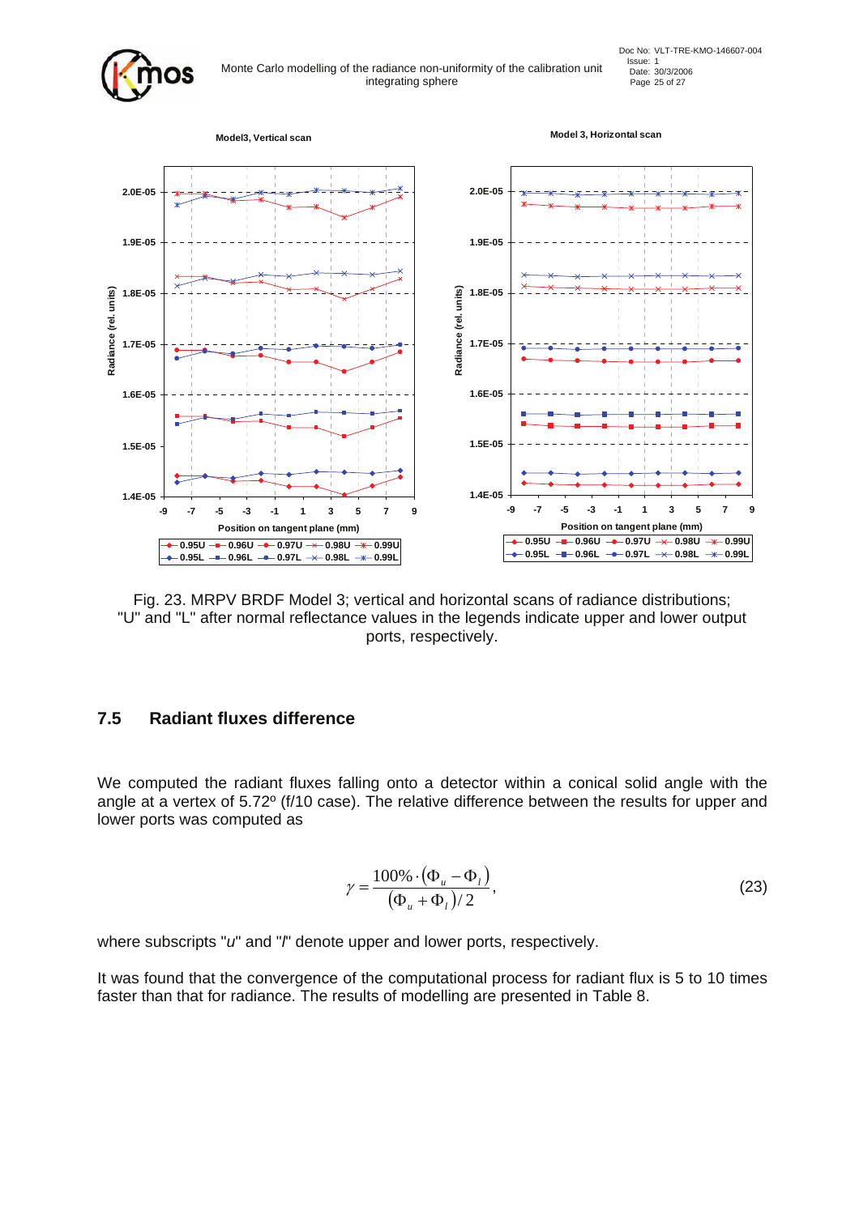Fig. 23. MRPV BRDF Model 3; vertical and horizontal scans of radiance distributions; "U" and "L" after normal reflectance values in the legends indicate upper and lower output ports, respectively.

## 7.5 Radiant fluxes difference

We computed the radiant fluxes falling onto a detector within a conical solid angle with the angle at a vertex of 5.72º (f/10 case). The relative difference between the results for upper and lower ports was computed as

$$\gamma = \frac{100\% \cdot (\Phi_u - \Phi_l)}{(\Phi_u + \Phi_l)/2}, \tag{23}$$

where subscripts "*u*" and "*l*" denote upper and lower ports, respectively.

It was found that the convergence of the computational process for radiant flux is 5 to 10 times faster than that for radiance. The results of modelling are presented in Table 8.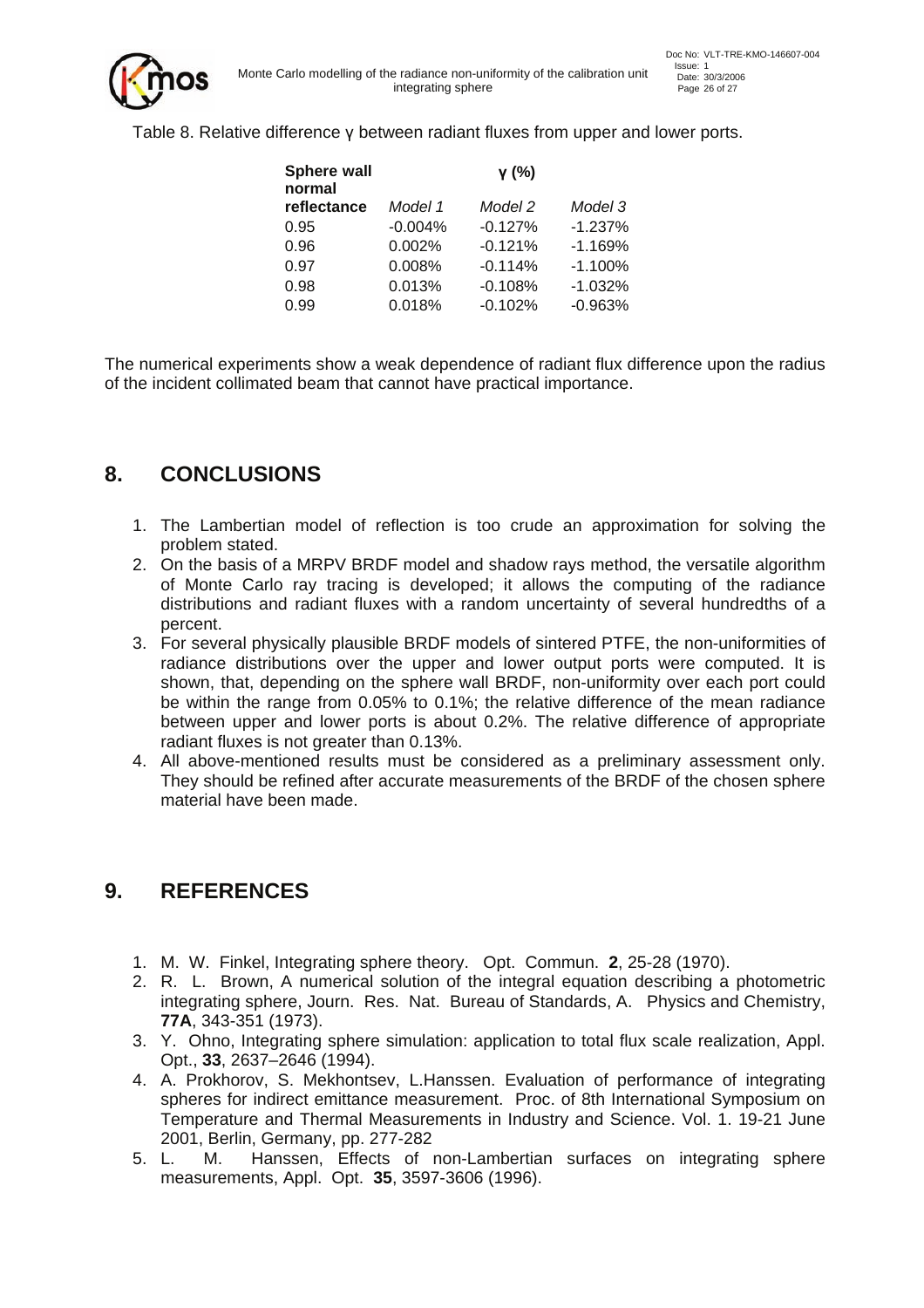Table 8. Relative difference γ between radiant fluxes from upper and lower ports.

| Sphere wall normal reflectance | γ (%) | | |
|---|---|---|---|
| | *Model 1* | *Model 2* | *Model 3* |
| 0.95 | -0.004% | -0.127% | -1.237% |
| 0.96 | 0.002% | -0.121% | -1.169% |
| 0.97 | 0.008% | -0.114% | -1.100% |
| 0.98 | 0.013% | -0.108% | -1.032% |
| 0.99 | 0.018% | -0.102% | -0.963% |

The numerical experiments show a weak dependence of radiant flux difference upon the radius of the incident collimated beam that cannot have practical importance.

## 8. CONCLUSIONS

1. The Lambertian model of reflection is too crude an approximation for solving the problem stated.
2. On the basis of a MRPV BRDF model and shadow rays method, the versatile algorithm of Monte Carlo ray tracing is developed; it allows the computing of the radiance distributions and radiant fluxes with a random uncertainty of several hundredths of a percent.
3. For several physically plausible BRDF models of sintered PTFE, the non-uniformities of radiance distributions over the upper and lower output ports were computed. It is shown, that, depending on the sphere wall BRDF, non-uniformity over each port could be within the range from 0.05% to 0.1%; the relative difference of the mean radiance between upper and lower ports is about 0.2%. The relative difference of appropriate radiant fluxes is not greater than 0.13%.
4. All above-mentioned results must be considered as a preliminary assessment only. They should be refined after accurate measurements of the BRDF of the chosen sphere material have been made.

## 9. REFERENCES

1. M. W. Finkel, Integrating sphere theory. Opt. Commun. **2**, 25-28 (1970).
2. R. L. Brown, A numerical solution of the integral equation describing a photometric integrating sphere, Journ. Res. Nat. Bureau of Standards, A. Physics and Chemistry, **77A**, 343-351 (1973).
3. Y. Ohno, Integrating sphere simulation: application to total flux scale realization, Appl. Opt., **33**, 2637–2646 (1994).
4. A. Prokhorov, S. Mekhontsev, L.Hanssen. Evaluation of performance of integrating spheres for indirect emittance measurement. Proc. of 8th International Symposium on Temperature and Thermal Measurements in Industry and Science. Vol. 1. 19-21 June 2001, Berlin, Germany, pp. 277-282
5. L. M. Hanssen, Effects of non-Lambertian surfaces on integrating sphere measurements, Appl. Opt. **35**, 3597-3606 (1996).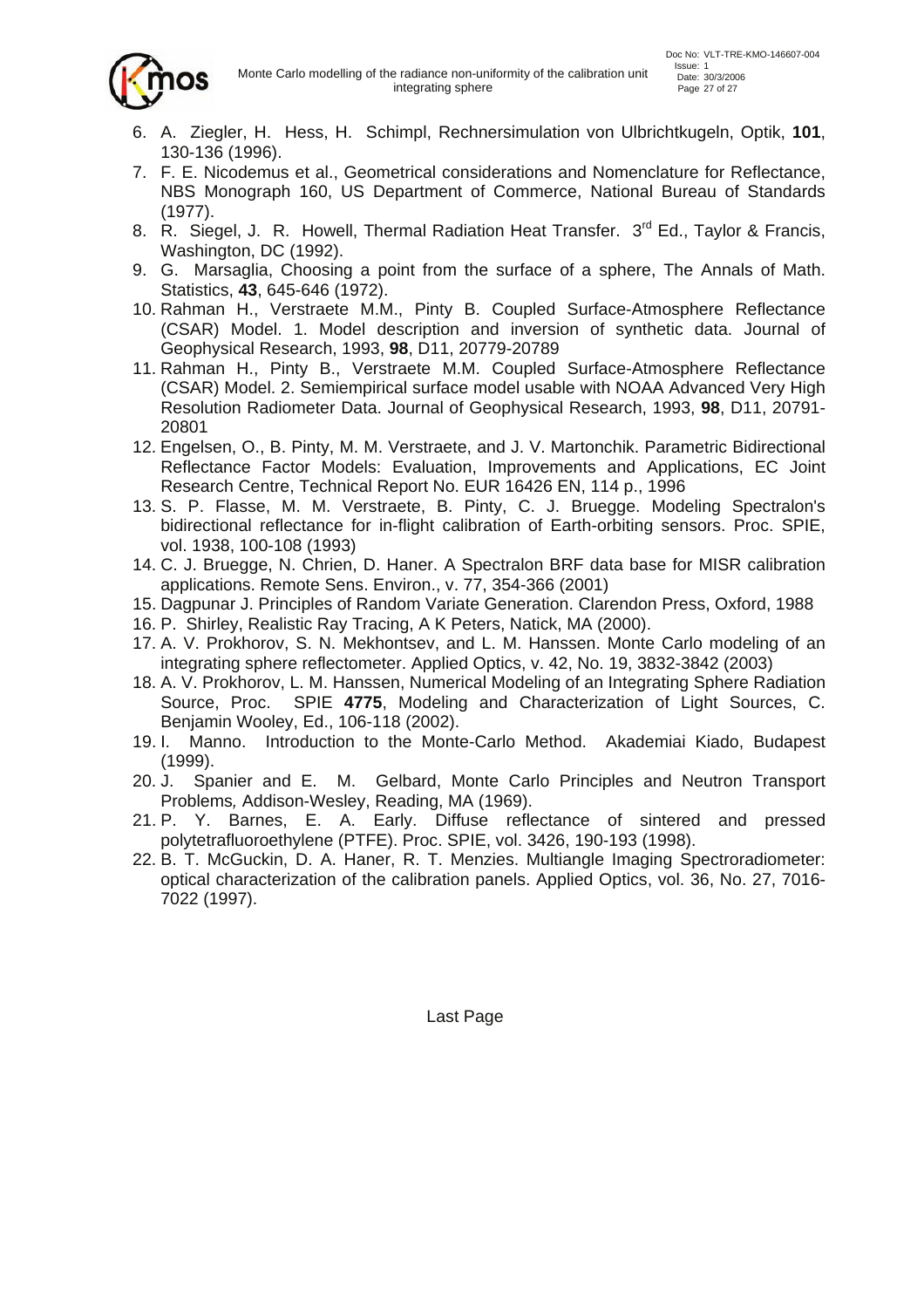6. A. Ziegler, H. Hess, H. Schimpl, Rechnersimulation von Ulbrichtkugeln, Optik, **101**, 130-136 (1996).
7. F. E. Nicodemus et al., Geometrical considerations and Nomenclature for Reflectance, NBS Monograph 160, US Department of Commerce, National Bureau of Standards (1977).
8. R. Siegel, J. R. Howell, Thermal Radiation Heat Transfer. 3rd Ed., Taylor & Francis, Washington, DC (1992).
9. G. Marsaglia, Choosing a point from the surface of a sphere, The Annals of Math. Statistics, **43**, 645-646 (1972).
10. Rahman H., Verstraete M.M., Pinty B. Coupled Surface-Atmosphere Reflectance (CSAR) Model. 1. Model description and inversion of synthetic data. Journal of Geophysical Research, 1993, **98**, D11, 20779-20789
11. Rahman H., Pinty B., Verstraete M.M. Coupled Surface-Atmosphere Reflectance (CSAR) Model. 2. Semiempirical surface model usable with NOAA Advanced Very High Resolution Radiometer Data. Journal of Geophysical Research, 1993, **98**, D11, 20791-20801
12. Engelsen, O., B. Pinty, M. M. Verstraete, and J. V. Martonchik. Parametric Bidirectional Reflectance Factor Models: Evaluation, Improvements and Applications, EC Joint Research Centre, Technical Report No. EUR 16426 EN, 114 p., 1996
13. S. P. Flasse, M. M. Verstraete, B. Pinty, C. J. Bruegge. Modeling Spectralon's bidirectional reflectance for in-flight calibration of Earth-orbiting sensors. Proc. SPIE, vol. 1938, 100-108 (1993)
14. C. J. Bruegge, N. Chrien, D. Haner. A Spectralon BRF data base for MISR calibration applications. Remote Sens. Environ., v. 77, 354-366 (2001)
15. Dagpunar J. Principles of Random Variate Generation. Clarendon Press, Oxford, 1988
16. P. Shirley, Realistic Ray Tracing, A K Peters, Natick, MA (2000).
17. A. V. Prokhorov, S. N. Mekhontsev, and L. M. Hanssen. Monte Carlo modeling of an integrating sphere reflectometer. Applied Optics, v. 42, No. 19, 3832-3842 (2003)
18. A. V. Prokhorov, L. M. Hanssen, Numerical Modeling of an Integrating Sphere Radiation Source, Proc. SPIE **4775**, Modeling and Characterization of Light Sources, C. Benjamin Wooley, Ed., 106-118 (2002).
19. I. Manno. Introduction to the Monte-Carlo Method. Akademiai Kiado, Budapest (1999).
20. J. Spanier and E. M. Gelbard, Monte Carlo Principles and Neutron Transport Problems, Addison-Wesley, Reading, MA (1969).
21. P. Y. Barnes, E. A. Early. Diffuse reflectance of sintered and pressed polytetrafluoroethylene (PTFE). Proc. SPIE, vol. 3426, 190-193 (1998).
22. B. T. McGuckin, D. A. Haner, R. T. Menzies. Multiangle Imaging Spectroradiometer: optical characterization of the calibration panels. Applied Optics, vol. 36, No. 27, 7016-7022 (1997).

Last Page